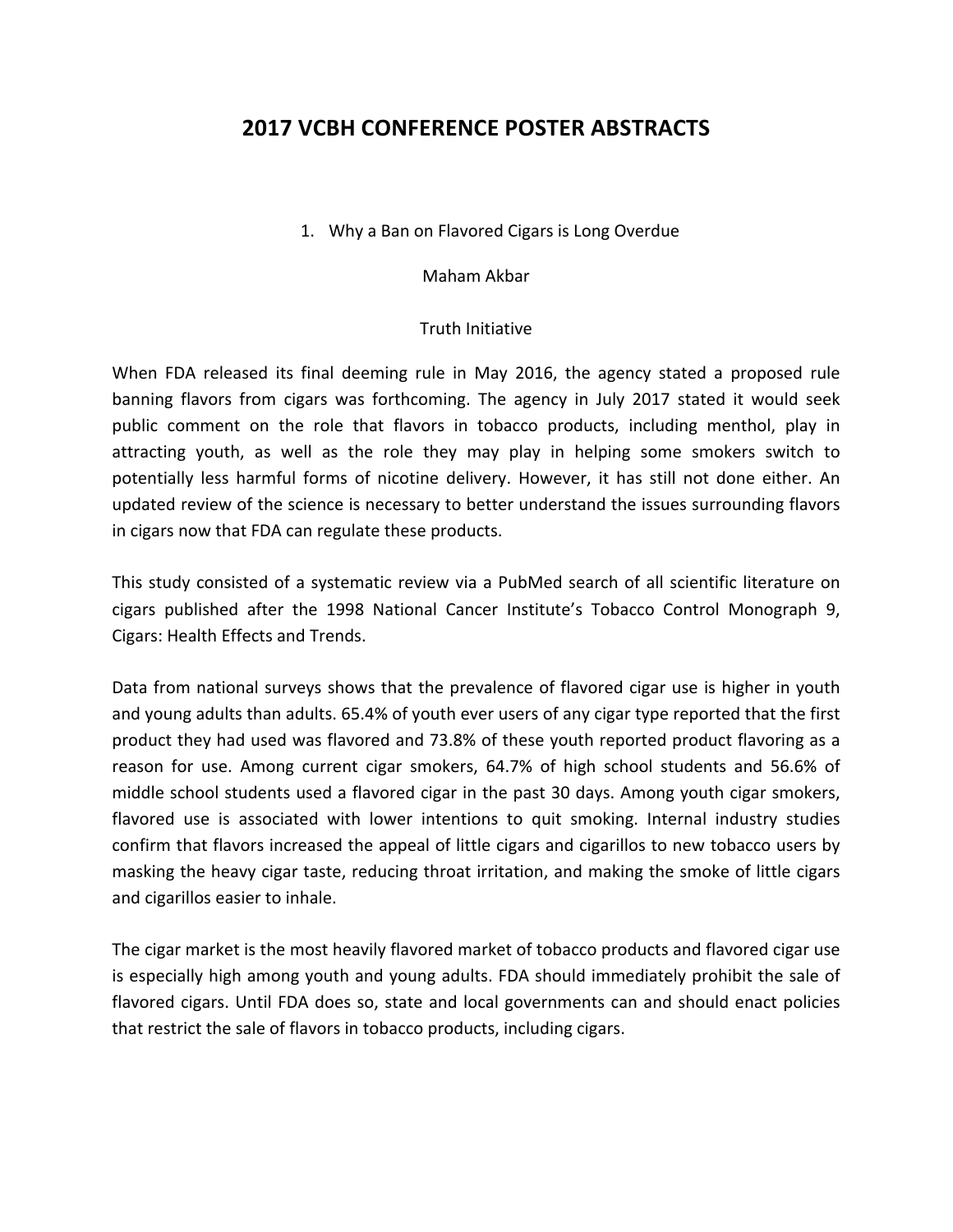# 2017 VCBH CONFERENCE POSTER ABSTRACTS

1. Why a Ban on Flavored Cigars is Long Overdue

Maham Akbar

Truth Initiative

When FDA released its final deeming rule in May 2016, the agency stated a proposed rule banning flavors from cigars was forthcoming. The agency in July 2017 stated it would seek public comment on the role that flavors in tobacco products, including menthol, play in attracting youth, as well as the role they may play in helping some smokers switch to potentially less harmful forms of nicotine delivery. However, it has still not done either. An updated review of the science is necessary to better understand the issues surrounding flavors in cigars now that FDA can regulate these products.

This study consisted of a systematic review via a PubMed search of all scientific literature on cigars published after the 1998 National Cancer Institute's Tobacco Control Monograph 9, Cigars: Health Effects and Trends.

Data from national surveys shows that the prevalence of flavored cigar use is higher in youth and young adults than adults. 65.4% of youth ever users of any cigar type reported that the first product they had used was flavored and 73.8% of these youth reported product flavoring as a reason for use. Among current cigar smokers, 64.7% of high school students and 56.6% of middle school students used a flavored cigar in the past 30 days. Among youth cigar smokers, flavored use is associated with lower intentions to quit smoking. Internal industry studies confirm that flavors increased the appeal of little cigars and cigarillos to new tobacco users by masking the heavy cigar taste, reducing throat irritation, and making the smoke of little cigars and cigarillos easier to inhale.

The cigar market is the most heavily flavored market of tobacco products and flavored cigar use is especially high among youth and young adults. FDA should immediately prohibit the sale of flavored cigars. Until FDA does so, state and local governments can and should enact policies that restrict the sale of flavors in tobacco products, including cigars.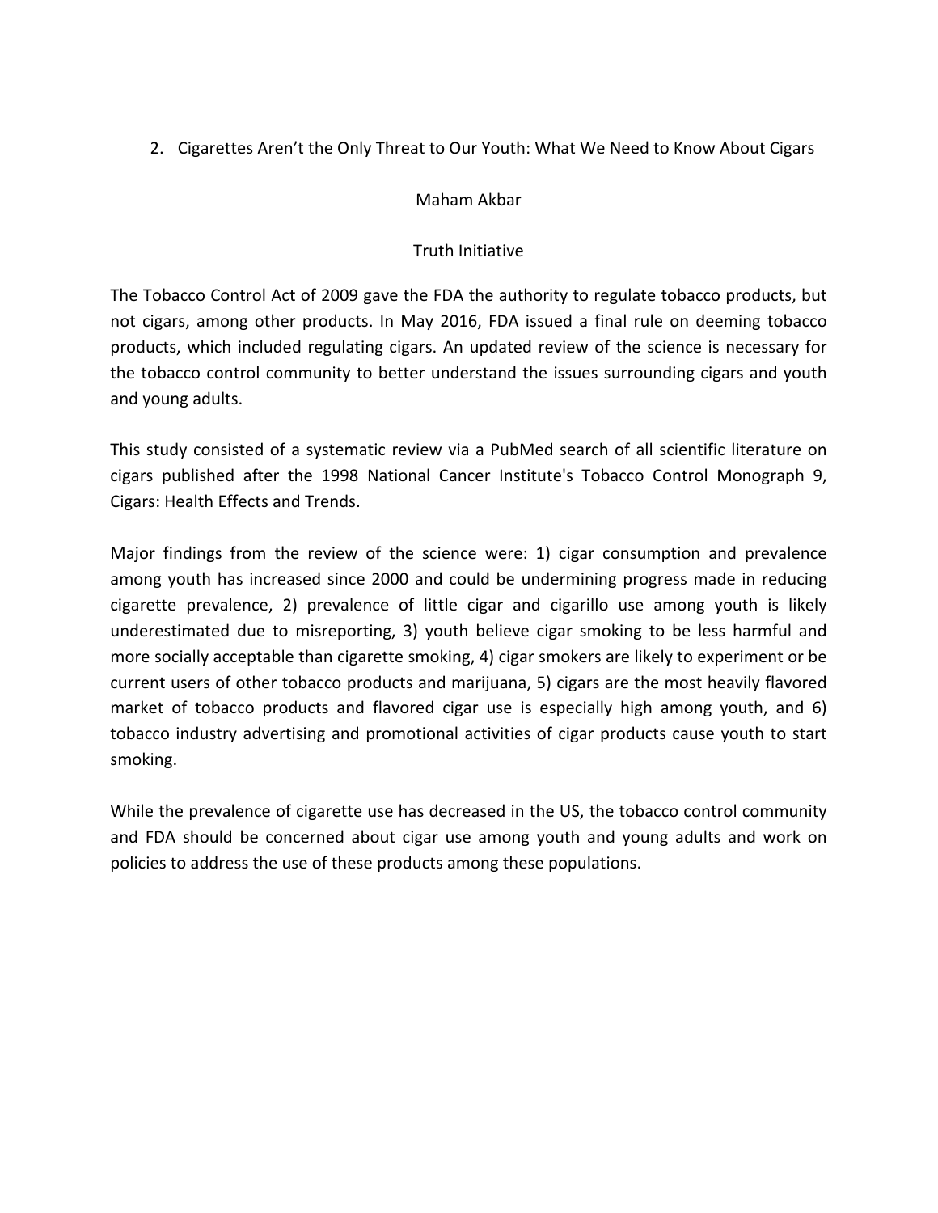## 2. Cigarettes Aren't the Only Threat to Our Youth: What We Need to Know About Cigars

Maham Akbar

Truth Initiative

The Tobacco Control Act of 2009 gave the FDA the authority to regulate tobacco products, but not cigars, among other products. In May 2016, FDA issued a final rule on deeming tobacco products, which included regulating cigars. An updated review of the science is necessary for the tobacco control community to better understand the issues surrounding cigars and youth and young adults.

This study consisted of a systematic review via a PubMed search of all scientific literature on cigars published after the 1998 National Cancer Institute's Tobacco Control Monograph 9, Cigars: Health Effects and Trends.

Major findings from the review of the science were: 1) cigar consumption and prevalence among youth has increased since 2000 and could be undermining progress made in reducing cigarette prevalence, 2) prevalence of little cigar and cigarillo use among youth is likely underestimated due to misreporting, 3) youth believe cigar smoking to be less harmful and more socially acceptable than cigarette smoking, 4) cigar smokers are likely to experiment or be current users of other tobacco products and marijuana, 5) cigars are the most heavily flavored market of tobacco products and flavored cigar use is especially high among youth, and 6) tobacco industry advertising and promotional activities of cigar products cause youth to start smoking.

While the prevalence of cigarette use has decreased in the US, the tobacco control community and FDA should be concerned about cigar use among youth and young adults and work on policies to address the use of these products among these populations.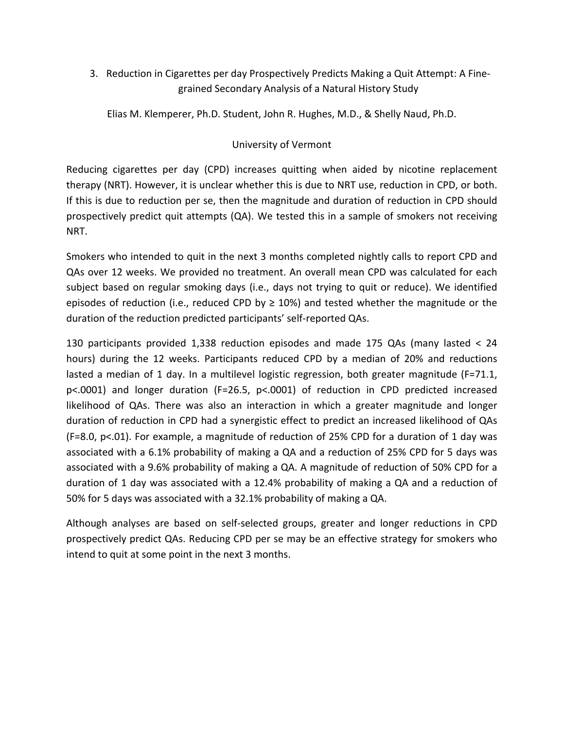## 3. Reduction in Cigarettes per day Prospectively Predicts Making a Quit Attempt: A Fine-grained Secondary Analysis of a Natural History Study

Elias M. Klemperer, Ph.D. Student, John R. Hughes, M.D., & Shelly Naud, Ph.D.

University of Vermont

Reducing cigarettes per day (CPD) increases quitting when aided by nicotine replacement therapy (NRT). However, it is unclear whether this is due to NRT use, reduction in CPD, or both. If this is due to reduction per se, then the magnitude and duration of reduction in CPD should prospectively predict quit attempts (QA). We tested this in a sample of smokers not receiving NRT.

Smokers who intended to quit in the next 3 months completed nightly calls to report CPD and QAs over 12 weeks. We provided no treatment. An overall mean CPD was calculated for each subject based on regular smoking days (i.e., days not trying to quit or reduce). We identified episodes of reduction (i.e., reduced CPD by ≥ 10%) and tested whether the magnitude or the duration of the reduction predicted participants' self-reported QAs.

130 participants provided 1,338 reduction episodes and made 175 QAs (many lasted < 24 hours) during the 12 weeks. Participants reduced CPD by a median of 20% and reductions lasted a median of 1 day. In a multilevel logistic regression, both greater magnitude ($F=71.1$, $p<.0001$) and longer duration ($F=26.5$, $p<.0001$) of reduction in CPD predicted increased likelihood of QAs. There was also an interaction in which a greater magnitude and longer duration of reduction in CPD had a synergistic effect to predict an increased likelihood of QAs ($F=8.0$, $p<.01$). For example, a magnitude of reduction of 25% CPD for a duration of 1 day was associated with a 6.1% probability of making a QA and a reduction of 25% CPD for 5 days was associated with a 9.6% probability of making a QA. A magnitude of reduction of 50% CPD for a duration of 1 day was associated with a 12.4% probability of making a QA and a reduction of 50% for 5 days was associated with a 32.1% probability of making a QA.

Although analyses are based on self-selected groups, greater and longer reductions in CPD prospectively predict QAs. Reducing CPD per se may be an effective strategy for smokers who intend to quit at some point in the next 3 months.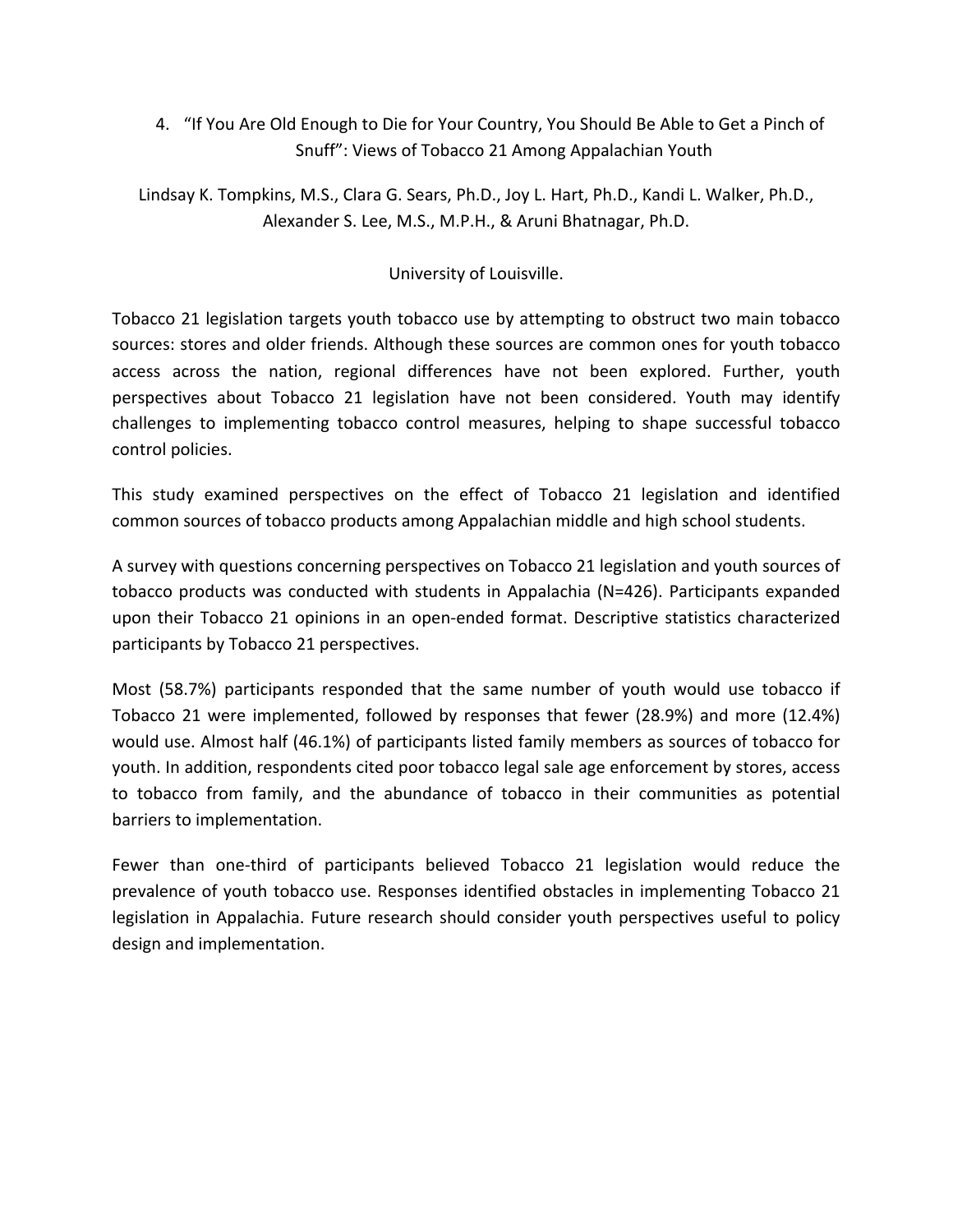## 4. "If You Are Old Enough to Die for Your Country, You Should Be Able to Get a Pinch of Snuff": Views of Tobacco 21 Among Appalachian Youth

Lindsay K. Tompkins, M.S., Clara G. Sears, Ph.D., Joy L. Hart, Ph.D., Kandi L. Walker, Ph.D., Alexander S. Lee, M.S., M.P.H., & Aruni Bhatnagar, Ph.D.

University of Louisville.

Tobacco 21 legislation targets youth tobacco use by attempting to obstruct two main tobacco sources: stores and older friends. Although these sources are common ones for youth tobacco access across the nation, regional differences have not been explored. Further, youth perspectives about Tobacco 21 legislation have not been considered. Youth may identify challenges to implementing tobacco control measures, helping to shape successful tobacco control policies.

This study examined perspectives on the effect of Tobacco 21 legislation and identified common sources of tobacco products among Appalachian middle and high school students.

A survey with questions concerning perspectives on Tobacco 21 legislation and youth sources of tobacco products was conducted with students in Appalachia (N=426). Participants expanded upon their Tobacco 21 opinions in an open-ended format. Descriptive statistics characterized participants by Tobacco 21 perspectives.

Most (58.7%) participants responded that the same number of youth would use tobacco if Tobacco 21 were implemented, followed by responses that fewer (28.9%) and more (12.4%) would use. Almost half (46.1%) of participants listed family members as sources of tobacco for youth. In addition, respondents cited poor tobacco legal sale age enforcement by stores, access to tobacco from family, and the abundance of tobacco in their communities as potential barriers to implementation.

Fewer than one-third of participants believed Tobacco 21 legislation would reduce the prevalence of youth tobacco use. Responses identified obstacles in implementing Tobacco 21 legislation in Appalachia. Future research should consider youth perspectives useful to policy design and implementation.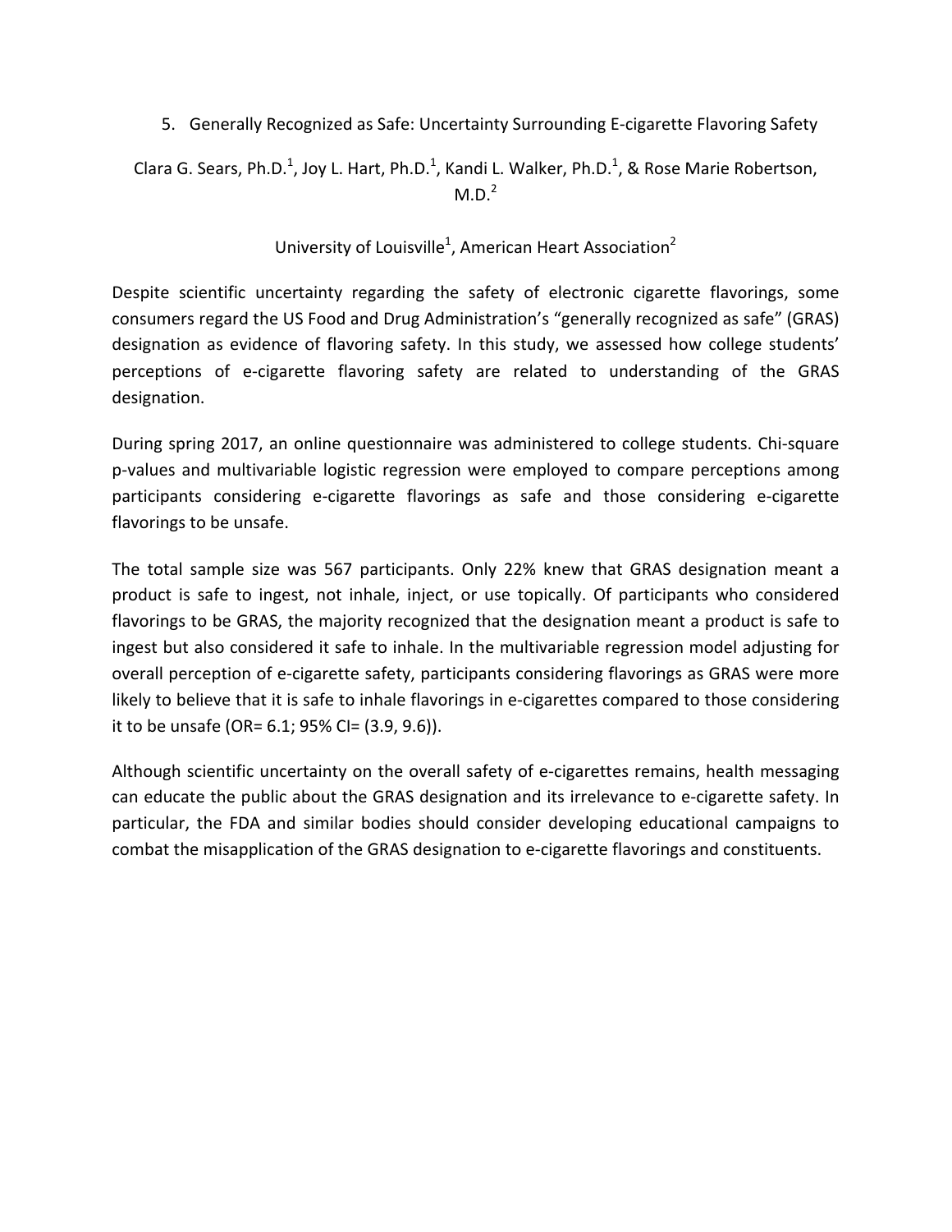## 5. Generally Recognized as Safe: Uncertainty Surrounding E-cigarette Flavoring Safety

Clara G. Sears, Ph.D.[1], Joy L. Hart, Ph.D.[1], Kandi L. Walker, Ph.D.[1], & Rose Marie Robertson, M.D.[2]

University of Louisville[1], American Heart Association[2]

Despite scientific uncertainty regarding the safety of electronic cigarette flavorings, some consumers regard the US Food and Drug Administration's "generally recognized as safe" (GRAS) designation as evidence of flavoring safety. In this study, we assessed how college students' perceptions of e-cigarette flavoring safety are related to understanding of the GRAS designation.

During spring 2017, an online questionnaire was administered to college students. Chi-square p-values and multivariable logistic regression were employed to compare perceptions among participants considering e-cigarette flavorings as safe and those considering e-cigarette flavorings to be unsafe.

The total sample size was 567 participants. Only 22% knew that GRAS designation meant a product is safe to ingest, not inhale, inject, or use topically. Of participants who considered flavorings to be GRAS, the majority recognized that the designation meant a product is safe to ingest but also considered it safe to inhale. In the multivariable regression model adjusting for overall perception of e-cigarette safety, participants considering flavorings as GRAS were more likely to believe that it is safe to inhale flavorings in e-cigarettes compared to those considering it to be unsafe (OR= 6.1; 95% CI= (3.9, 9.6)).

Although scientific uncertainty on the overall safety of e-cigarettes remains, health messaging can educate the public about the GRAS designation and its irrelevance to e-cigarette safety. In particular, the FDA and similar bodies should consider developing educational campaigns to combat the misapplication of the GRAS designation to e-cigarette flavorings and constituents.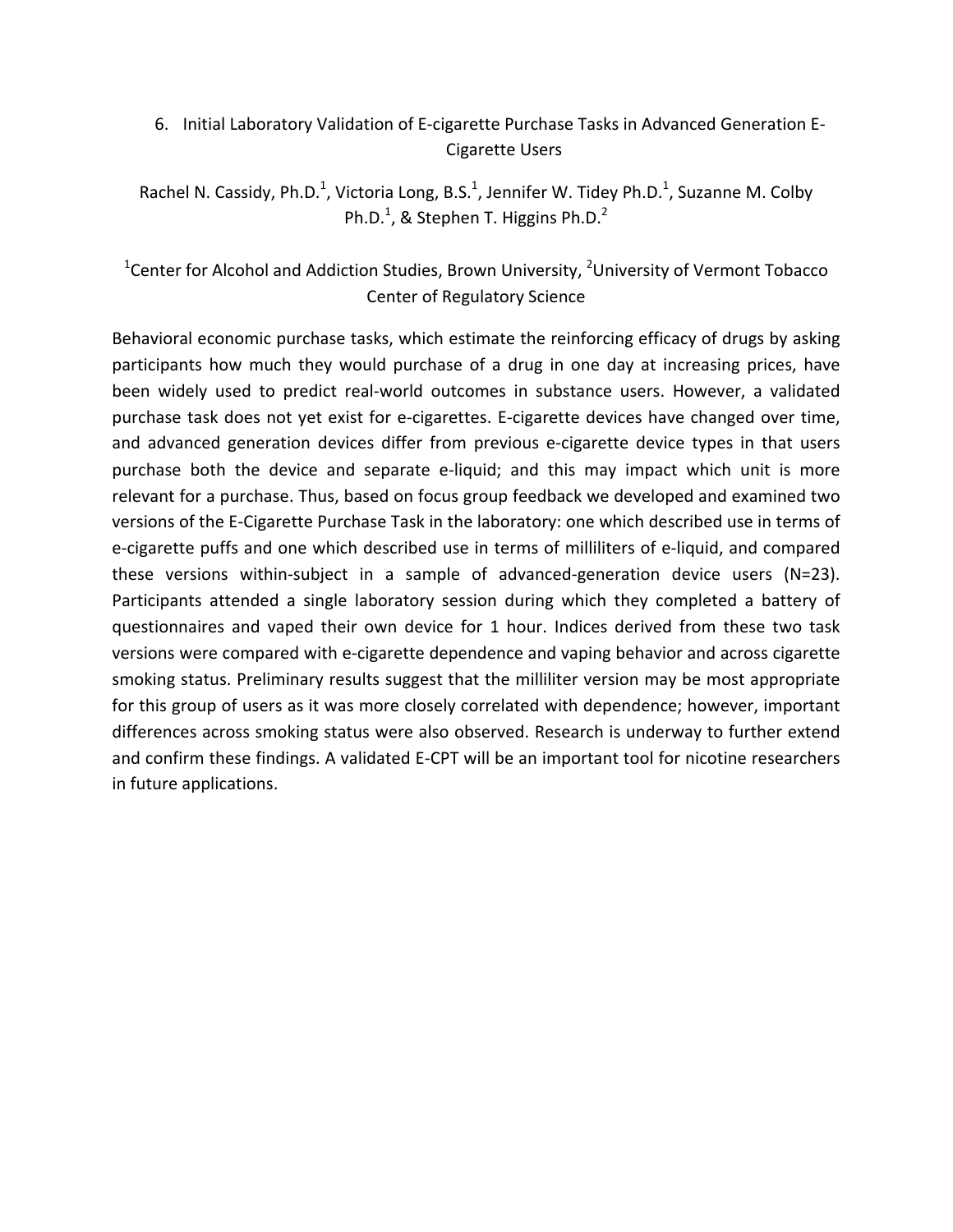## 6. Initial Laboratory Validation of E-cigarette Purchase Tasks in Advanced Generation E-Cigarette Users

Rachel N. Cassidy, Ph.D.[1], Victoria Long, B.S.[1], Jennifer W. Tidey Ph.D.[1], Suzanne M. Colby Ph.D.[1], & Stephen T. Higgins Ph.D.[2]

[1]Center for Alcohol and Addiction Studies, Brown University, [2]University of Vermont Tobacco Center of Regulatory Science

Behavioral economic purchase tasks, which estimate the reinforcing efficacy of drugs by asking participants how much they would purchase of a drug in one day at increasing prices, have been widely used to predict real-world outcomes in substance users. However, a validated purchase task does not yet exist for e-cigarettes. E-cigarette devices have changed over time, and advanced generation devices differ from previous e-cigarette device types in that users purchase both the device and separate e-liquid; and this may impact which unit is more relevant for a purchase. Thus, based on focus group feedback we developed and examined two versions of the E-Cigarette Purchase Task in the laboratory: one which described use in terms of e-cigarette puffs and one which described use in terms of milliliters of e-liquid, and compared these versions within-subject in a sample of advanced-generation device users (N=23). Participants attended a single laboratory session during which they completed a battery of questionnaires and vaped their own device for 1 hour. Indices derived from these two task versions were compared with e-cigarette dependence and vaping behavior and across cigarette smoking status. Preliminary results suggest that the milliliter version may be most appropriate for this group of users as it was more closely correlated with dependence; however, important differences across smoking status were also observed. Research is underway to further extend and confirm these findings. A validated E-CPT will be an important tool for nicotine researchers in future applications.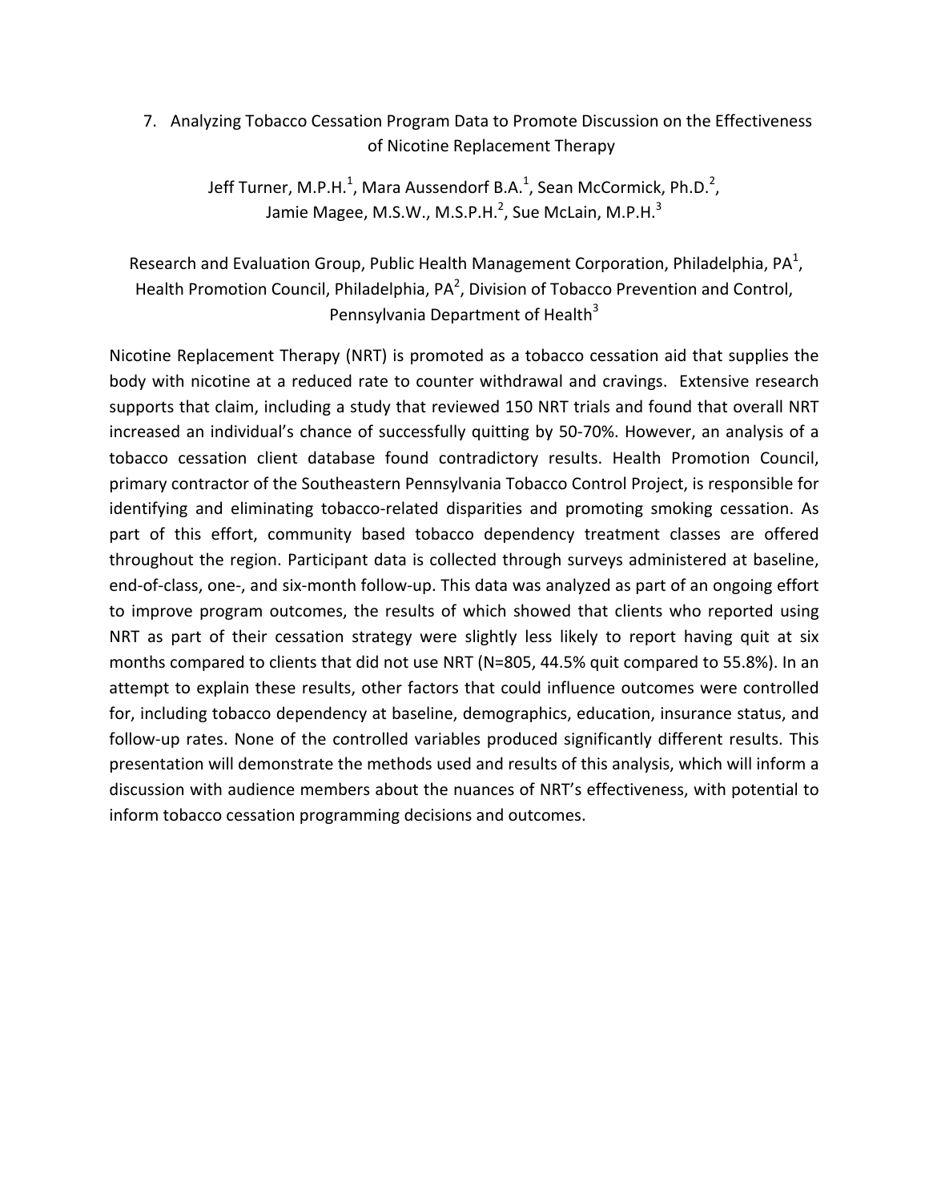## 7. Analyzing Tobacco Cessation Program Data to Promote Discussion on the Effectiveness of Nicotine Replacement Therapy

Jeff Turner, M.P.H.[1], Mara Aussendorf B.A.[1], Sean McCormick, Ph.D.[2], Jamie Magee, M.S.W., M.S.P.H.[2], Sue McLain, M.P.H.[3]

Research and Evaluation Group, Public Health Management Corporation, Philadelphia, PA[1], Health Promotion Council, Philadelphia, PA[2], Division of Tobacco Prevention and Control, Pennsylvania Department of Health[3]

Nicotine Replacement Therapy (NRT) is promoted as a tobacco cessation aid that supplies the body with nicotine at a reduced rate to counter withdrawal and cravings. Extensive research supports that claim, including a study that reviewed 150 NRT trials and found that overall NRT increased an individual's chance of successfully quitting by 50-70%. However, an analysis of a tobacco cessation client database found contradictory results. Health Promotion Council, primary contractor of the Southeastern Pennsylvania Tobacco Control Project, is responsible for identifying and eliminating tobacco-related disparities and promoting smoking cessation. As part of this effort, community based tobacco dependency treatment classes are offered throughout the region. Participant data is collected through surveys administered at baseline, end-of-class, one-, and six-month follow-up. This data was analyzed as part of an ongoing effort to improve program outcomes, the results of which showed that clients who reported using NRT as part of their cessation strategy were slightly less likely to report having quit at six months compared to clients that did not use NRT (N=805, 44.5% quit compared to 55.8%). In an attempt to explain these results, other factors that could influence outcomes were controlled for, including tobacco dependency at baseline, demographics, education, insurance status, and follow-up rates. None of the controlled variables produced significantly different results. This presentation will demonstrate the methods used and results of this analysis, which will inform a discussion with audience members about the nuances of NRT's effectiveness, with potential to inform tobacco cessation programming decisions and outcomes.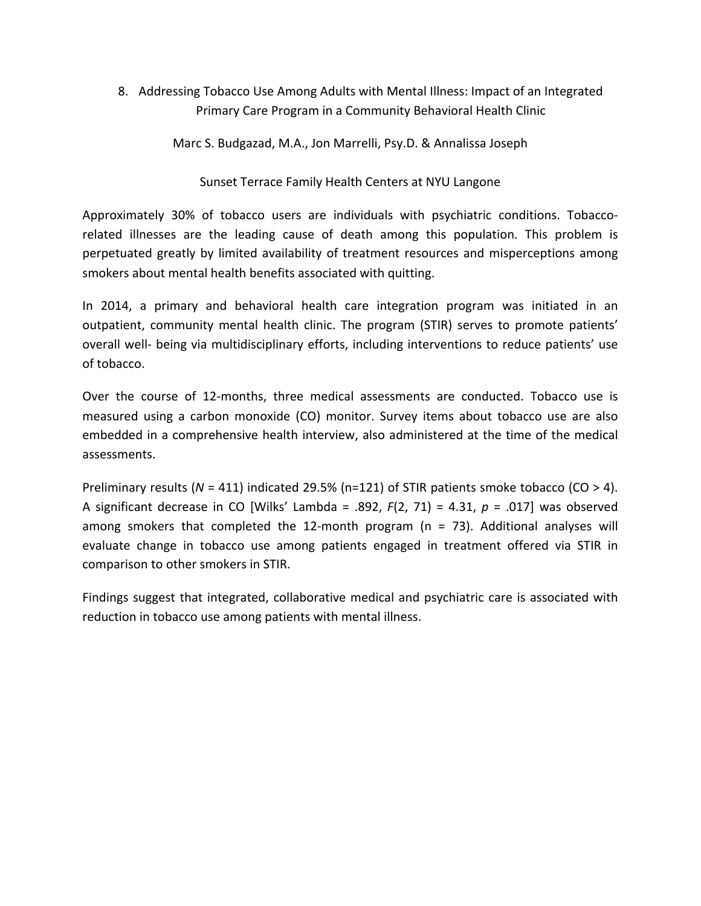## 8. Addressing Tobacco Use Among Adults with Mental Illness: Impact of an Integrated Primary Care Program in a Community Behavioral Health Clinic

Marc S. Budgazad, M.A., Jon Marrelli, Psy.D. & Annalissa Joseph

Sunset Terrace Family Health Centers at NYU Langone

Approximately 30% of tobacco users are individuals with psychiatric conditions. Tobacco-related illnesses are the leading cause of death among this population. This problem is perpetuated greatly by limited availability of treatment resources and misperceptions among smokers about mental health benefits associated with quitting.

In 2014, a primary and behavioral health care integration program was initiated in an outpatient, community mental health clinic. The program (STIR) serves to promote patients' overall well- being via multidisciplinary efforts, including interventions to reduce patients' use of tobacco.

Over the course of 12-months, three medical assessments are conducted. Tobacco use is measured using a carbon monoxide (CO) monitor. Survey items about tobacco use are also embedded in a comprehensive health interview, also administered at the time of the medical assessments.

Preliminary results ($N$ = 411) indicated 29.5% (n=121) of STIR patients smoke tobacco (CO > 4). A significant decrease in CO [Wilks' Lambda = .892, $F(2, 71) = 4.31$, $p = .017$] was observed among smokers that completed the 12-month program (n = 73). Additional analyses will evaluate change in tobacco use among patients engaged in treatment offered via STIR in comparison to other smokers in STIR.

Findings suggest that integrated, collaborative medical and psychiatric care is associated with reduction in tobacco use among patients with mental illness.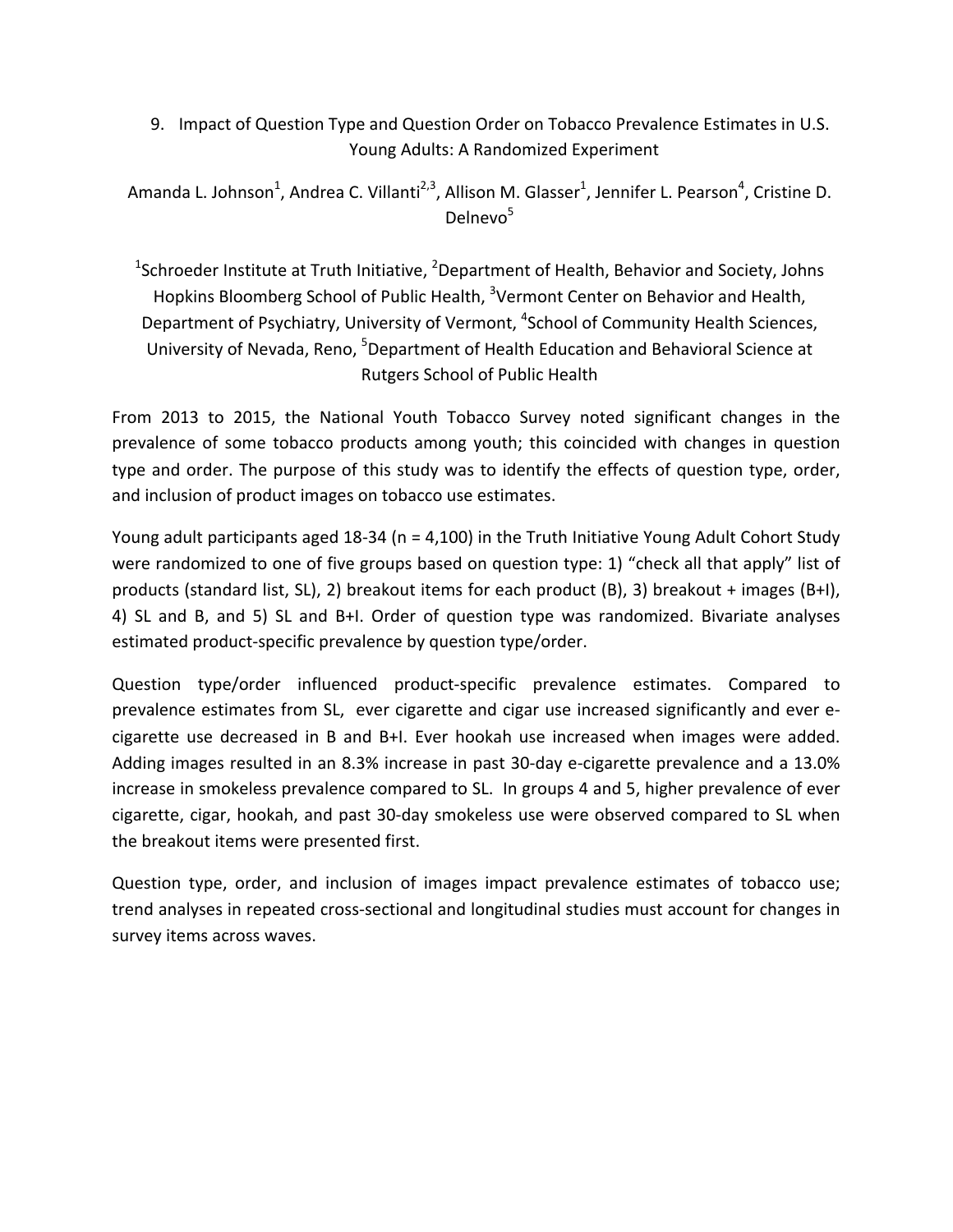## 9. Impact of Question Type and Question Order on Tobacco Prevalence Estimates in U.S. Young Adults: A Randomized Experiment

Amanda L. Johnson[1], Andrea C. Villanti[2,3], Allison M. Glasser[1], Jennifer L. Pearson[4], Cristine D. Delnevo[5]

[1]Schroeder Institute at Truth Initiative, [2]Department of Health, Behavior and Society, Johns Hopkins Bloomberg School of Public Health, [3]Vermont Center on Behavior and Health, Department of Psychiatry, University of Vermont, [4]School of Community Health Sciences, University of Nevada, Reno, [5]Department of Health Education and Behavioral Science at Rutgers School of Public Health

From 2013 to 2015, the National Youth Tobacco Survey noted significant changes in the prevalence of some tobacco products among youth; this coincided with changes in question type and order. The purpose of this study was to identify the effects of question type, order, and inclusion of product images on tobacco use estimates.

Young adult participants aged 18-34 (n = 4,100) in the Truth Initiative Young Adult Cohort Study were randomized to one of five groups based on question type: 1) "check all that apply" list of products (standard list, SL), 2) breakout items for each product (B), 3) breakout + images (B+I), 4) SL and B, and 5) SL and B+I. Order of question type was randomized. Bivariate analyses estimated product-specific prevalence by question type/order.

Question type/order influenced product-specific prevalence estimates. Compared to prevalence estimates from SL, ever cigarette and cigar use increased significantly and ever e-cigarette use decreased in B and B+I. Ever hookah use increased when images were added. Adding images resulted in an 8.3% increase in past 30-day e-cigarette prevalence and a 13.0% increase in smokeless prevalence compared to SL. In groups 4 and 5, higher prevalence of ever cigarette, cigar, hookah, and past 30-day smokeless use were observed compared to SL when the breakout items were presented first.

Question type, order, and inclusion of images impact prevalence estimates of tobacco use; trend analyses in repeated cross-sectional and longitudinal studies must account for changes in survey items across waves.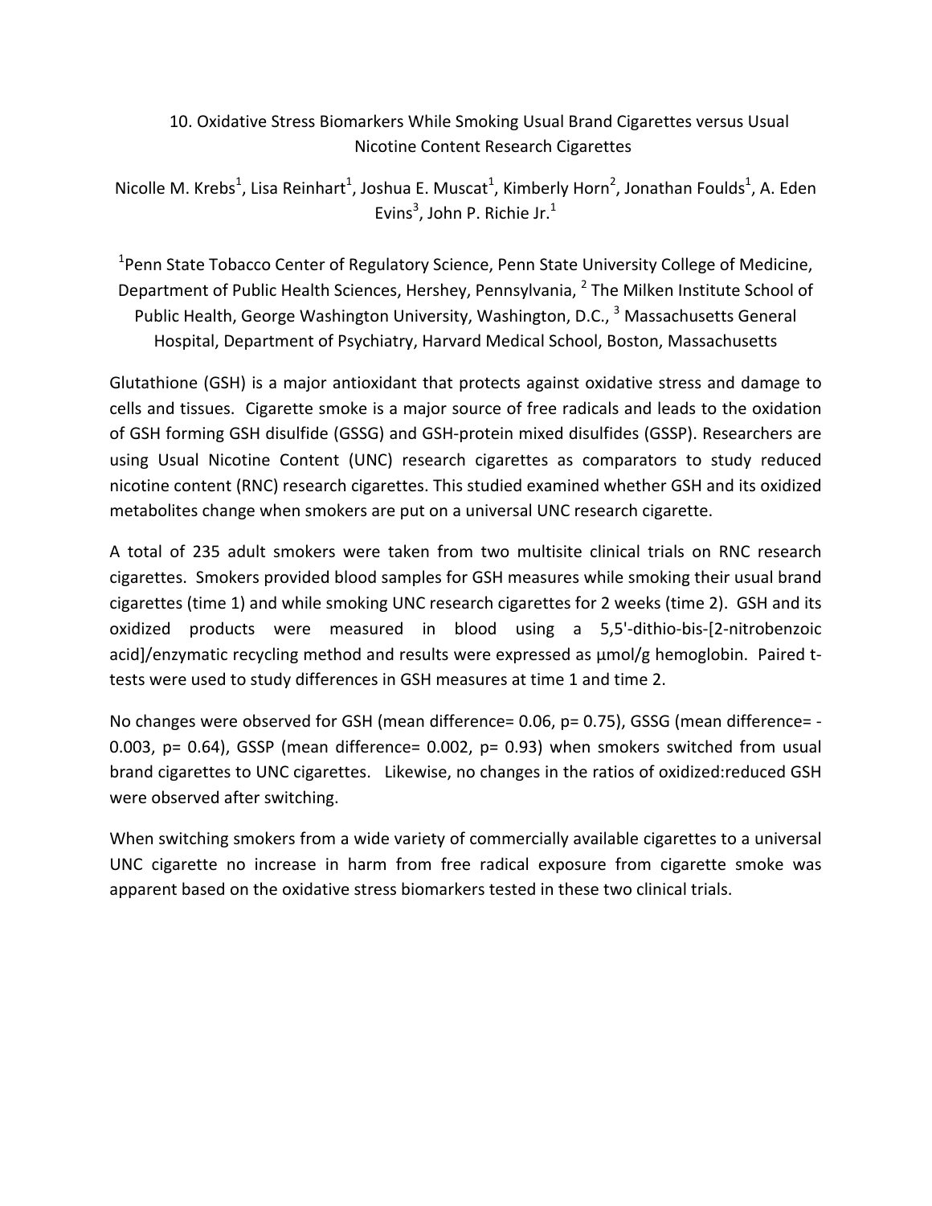# 10. Oxidative Stress Biomarkers While Smoking Usual Brand Cigarettes versus Usual Nicotine Content Research Cigarettes

Nicolle M. Krebs[1], Lisa Reinhart[1], Joshua E. Muscat[1], Kimberly Horn[2], Jonathan Foulds[1], A. Eden Evins[3], John P. Richie Jr.[1]

[1]Penn State Tobacco Center of Regulatory Science, Penn State University College of Medicine, Department of Public Health Sciences, Hershey, Pennsylvania, [2] The Milken Institute School of Public Health, George Washington University, Washington, D.C., [3] Massachusetts General Hospital, Department of Psychiatry, Harvard Medical School, Boston, Massachusetts

Glutathione (GSH) is a major antioxidant that protects against oxidative stress and damage to cells and tissues. Cigarette smoke is a major source of free radicals and leads to the oxidation of GSH forming GSH disulfide (GSSG) and GSH-protein mixed disulfides (GSSP). Researchers are using Usual Nicotine Content (UNC) research cigarettes as comparators to study reduced nicotine content (RNC) research cigarettes. This studied examined whether GSH and its oxidized metabolites change when smokers are put on a universal UNC research cigarette.

A total of 235 adult smokers were taken from two multisite clinical trials on RNC research cigarettes. Smokers provided blood samples for GSH measures while smoking their usual brand cigarettes (time 1) and while smoking UNC research cigarettes for 2 weeks (time 2). GSH and its oxidized products were measured in blood using a 5,5'-dithio-bis-[2-nitrobenzoic acid]/enzymatic recycling method and results were expressed as µmol/g hemoglobin. Paired t-tests were used to study differences in GSH measures at time 1 and time 2.

No changes were observed for GSH (mean difference= 0.06, p= 0.75), GSSG (mean difference= -0.003, p= 0.64), GSSP (mean difference= 0.002, p= 0.93) when smokers switched from usual brand cigarettes to UNC cigarettes. Likewise, no changes in the ratios of oxidized:reduced GSH were observed after switching.

When switching smokers from a wide variety of commercially available cigarettes to a universal UNC cigarette no increase in harm from free radical exposure from cigarette smoke was apparent based on the oxidative stress biomarkers tested in these two clinical trials.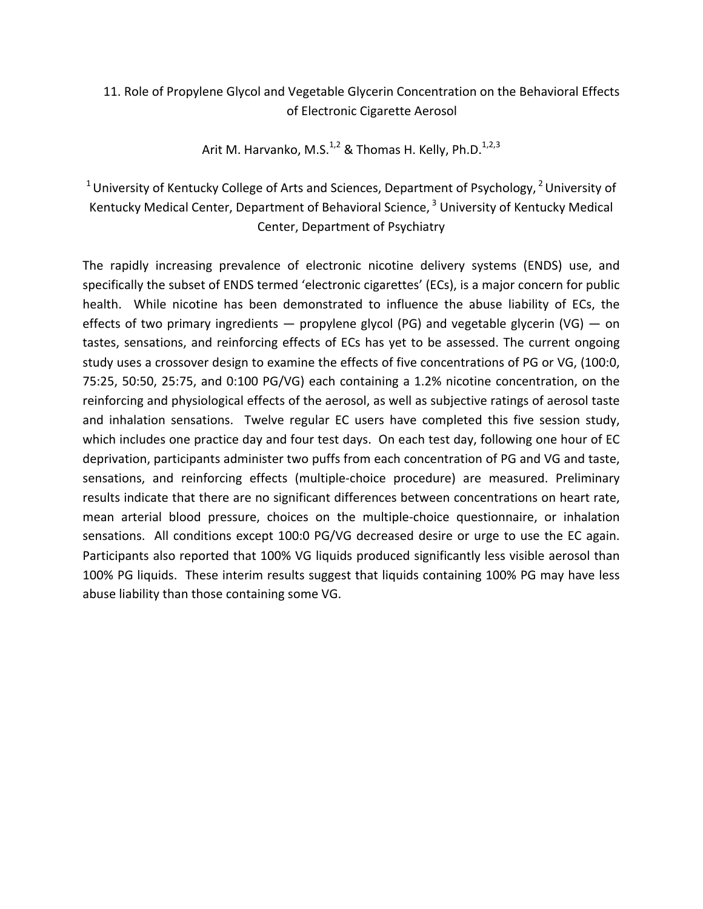## 11. Role of Propylene Glycol and Vegetable Glycerin Concentration on the Behavioral Effects of Electronic Cigarette Aerosol

Arit M. Harvanko, M.S.[1,2] & Thomas H. Kelly, Ph.D.[1,2,3]

[1] University of Kentucky College of Arts and Sciences, Department of Psychology, [2] University of Kentucky Medical Center, Department of Behavioral Science, [3] University of Kentucky Medical Center, Department of Psychiatry

The rapidly increasing prevalence of electronic nicotine delivery systems (ENDS) use, and specifically the subset of ENDS termed 'electronic cigarettes' (ECs), is a major concern for public health. While nicotine has been demonstrated to influence the abuse liability of ECs, the effects of two primary ingredients — propylene glycol (PG) and vegetable glycerin (VG) — on tastes, sensations, and reinforcing effects of ECs has yet to be assessed. The current ongoing study uses a crossover design to examine the effects of five concentrations of PG or VG, (100:0, 75:25, 50:50, 25:75, and 0:100 PG/VG) each containing a 1.2% nicotine concentration, on the reinforcing and physiological effects of the aerosol, as well as subjective ratings of aerosol taste and inhalation sensations. Twelve regular EC users have completed this five session study, which includes one practice day and four test days. On each test day, following one hour of EC deprivation, participants administer two puffs from each concentration of PG and VG and taste, sensations, and reinforcing effects (multiple-choice procedure) are measured. Preliminary results indicate that there are no significant differences between concentrations on heart rate, mean arterial blood pressure, choices on the multiple-choice questionnaire, or inhalation sensations. All conditions except 100:0 PG/VG decreased desire or urge to use the EC again. Participants also reported that 100% VG liquids produced significantly less visible aerosol than 100% PG liquids. These interim results suggest that liquids containing 100% PG may have less abuse liability than those containing some VG.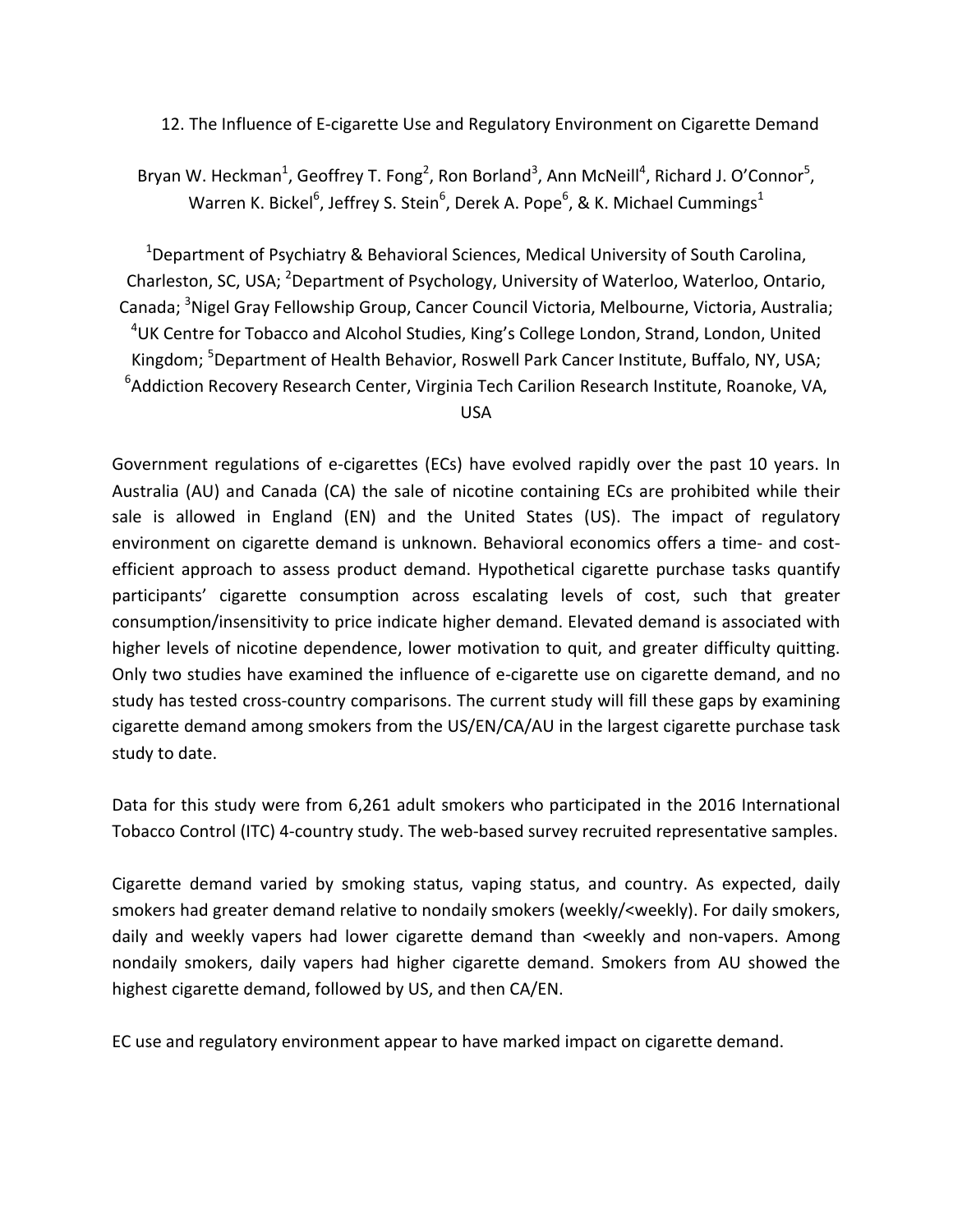## 12. The Influence of E-cigarette Use and Regulatory Environment on Cigarette Demand

Bryan W. Heckman[1], Geoffrey T. Fong[2], Ron Borland[3], Ann McNeill[4], Richard J. O'Connor[5], Warren K. Bickel[6], Jeffrey S. Stein[6], Derek A. Pope[6], & K. Michael Cummings[1]

[1]Department of Psychiatry & Behavioral Sciences, Medical University of South Carolina, Charleston, SC, USA; [2]Department of Psychology, University of Waterloo, Waterloo, Ontario, Canada; [3]Nigel Gray Fellowship Group, Cancer Council Victoria, Melbourne, Victoria, Australia; [4]UK Centre for Tobacco and Alcohol Studies, King's College London, Strand, London, United Kingdom; [5]Department of Health Behavior, Roswell Park Cancer Institute, Buffalo, NY, USA; [6]Addiction Recovery Research Center, Virginia Tech Carilion Research Institute, Roanoke, VA, USA

Government regulations of e-cigarettes (ECs) have evolved rapidly over the past 10 years. In Australia (AU) and Canada (CA) the sale of nicotine containing ECs are prohibited while their sale is allowed in England (EN) and the United States (US). The impact of regulatory environment on cigarette demand is unknown. Behavioral economics offers a time- and cost-efficient approach to assess product demand. Hypothetical cigarette purchase tasks quantify participants' cigarette consumption across escalating levels of cost, such that greater consumption/insensitivity to price indicate higher demand. Elevated demand is associated with higher levels of nicotine dependence, lower motivation to quit, and greater difficulty quitting. Only two studies have examined the influence of e-cigarette use on cigarette demand, and no study has tested cross-country comparisons. The current study will fill these gaps by examining cigarette demand among smokers from the US/EN/CA/AU in the largest cigarette purchase task study to date.

Data for this study were from 6,261 adult smokers who participated in the 2016 International Tobacco Control (ITC) 4-country study. The web-based survey recruited representative samples.

Cigarette demand varied by smoking status, vaping status, and country. As expected, daily smokers had greater demand relative to nondaily smokers (weekly/<weekly). For daily smokers, daily and weekly vapers had lower cigarette demand than <weekly and non-vapers. Among nondaily smokers, daily vapers had higher cigarette demand. Smokers from AU showed the highest cigarette demand, followed by US, and then CA/EN.

EC use and regulatory environment appear to have marked impact on cigarette demand.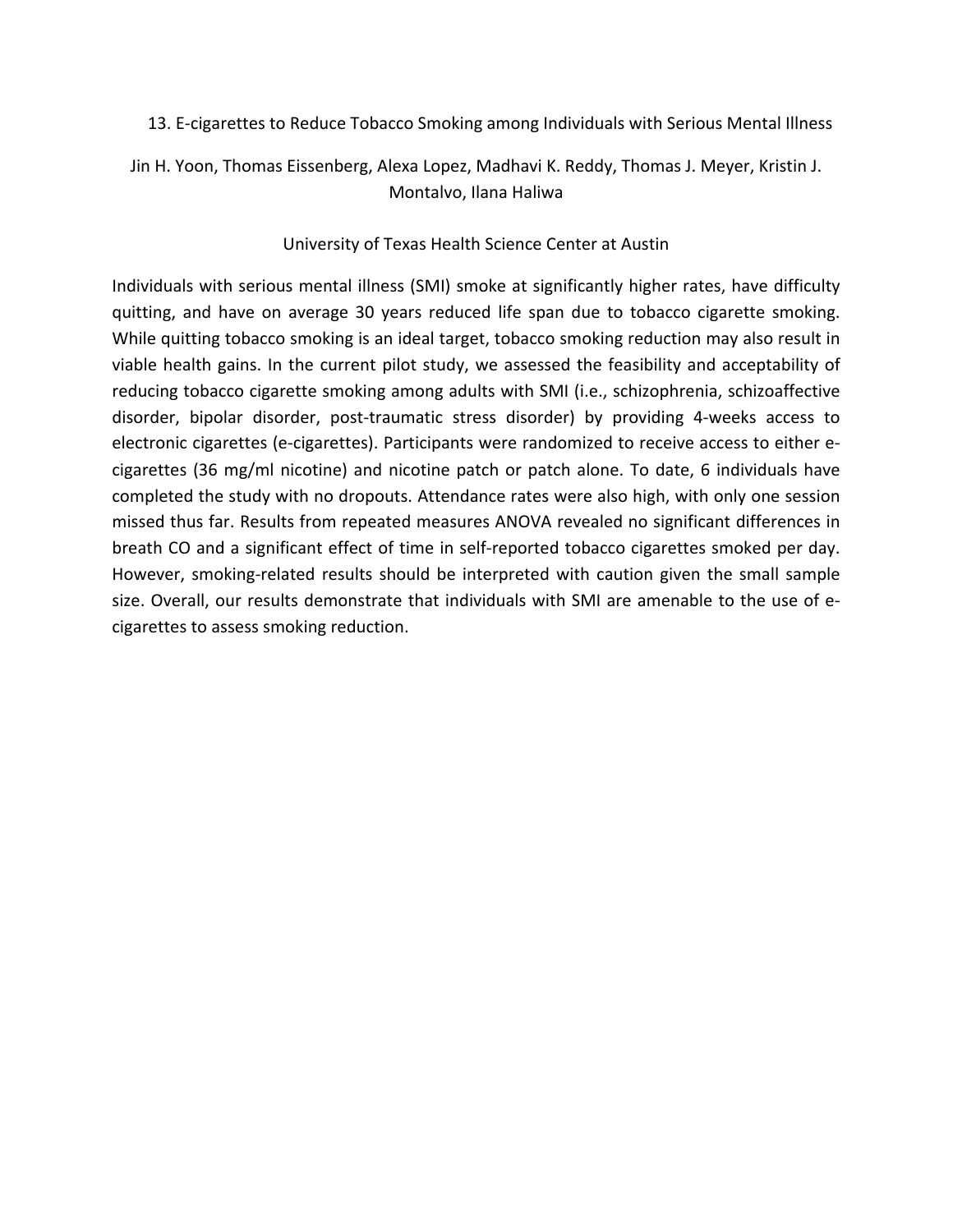## 13. E-cigarettes to Reduce Tobacco Smoking among Individuals with Serious Mental Illness

Jin H. Yoon, Thomas Eissenberg, Alexa Lopez, Madhavi K. Reddy, Thomas J. Meyer, Kristin J. Montalvo, Ilana Haliwa

University of Texas Health Science Center at Austin

Individuals with serious mental illness (SMI) smoke at significantly higher rates, have difficulty quitting, and have on average 30 years reduced life span due to tobacco cigarette smoking. While quitting tobacco smoking is an ideal target, tobacco smoking reduction may also result in viable health gains. In the current pilot study, we assessed the feasibility and acceptability of reducing tobacco cigarette smoking among adults with SMI (i.e., schizophrenia, schizoaffective disorder, bipolar disorder, post-traumatic stress disorder) by providing 4-weeks access to electronic cigarettes (e-cigarettes). Participants were randomized to receive access to either e-cigarettes (36 mg/ml nicotine) and nicotine patch or patch alone. To date, 6 individuals have completed the study with no dropouts. Attendance rates were also high, with only one session missed thus far. Results from repeated measures ANOVA revealed no significant differences in breath CO and a significant effect of time in self-reported tobacco cigarettes smoked per day. However, smoking-related results should be interpreted with caution given the small sample size. Overall, our results demonstrate that individuals with SMI are amenable to the use of e-cigarettes to assess smoking reduction.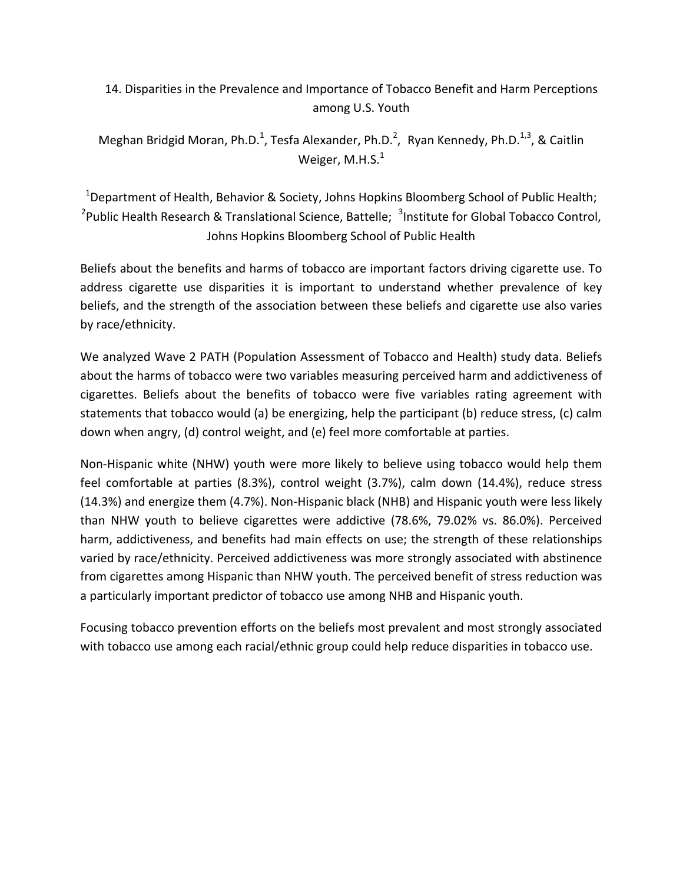## 14. Disparities in the Prevalence and Importance of Tobacco Benefit and Harm Perceptions among U.S. Youth

Meghan Bridgid Moran, Ph.D.[1], Tesfa Alexander, Ph.D.[2], Ryan Kennedy, Ph.D.[1,3], & Caitlin Weiger, M.H.S.[1]

[1]Department of Health, Behavior & Society, Johns Hopkins Bloomberg School of Public Health; [2]Public Health Research & Translational Science, Battelle; [3]Institute for Global Tobacco Control, Johns Hopkins Bloomberg School of Public Health

Beliefs about the benefits and harms of tobacco are important factors driving cigarette use. To address cigarette use disparities it is important to understand whether prevalence of key beliefs, and the strength of the association between these beliefs and cigarette use also varies by race/ethnicity.

We analyzed Wave 2 PATH (Population Assessment of Tobacco and Health) study data. Beliefs about the harms of tobacco were two variables measuring perceived harm and addictiveness of cigarettes. Beliefs about the benefits of tobacco were five variables rating agreement with statements that tobacco would (a) be energizing, help the participant (b) reduce stress, (c) calm down when angry, (d) control weight, and (e) feel more comfortable at parties.

Non-Hispanic white (NHW) youth were more likely to believe using tobacco would help them feel comfortable at parties (8.3%), control weight (3.7%), calm down (14.4%), reduce stress (14.3%) and energize them (4.7%). Non-Hispanic black (NHB) and Hispanic youth were less likely than NHW youth to believe cigarettes were addictive (78.6%, 79.02% vs. 86.0%). Perceived harm, addictiveness, and benefits had main effects on use; the strength of these relationships varied by race/ethnicity. Perceived addictiveness was more strongly associated with abstinence from cigarettes among Hispanic than NHW youth. The perceived benefit of stress reduction was a particularly important predictor of tobacco use among NHB and Hispanic youth.

Focusing tobacco prevention efforts on the beliefs most prevalent and most strongly associated with tobacco use among each racial/ethnic group could help reduce disparities in tobacco use.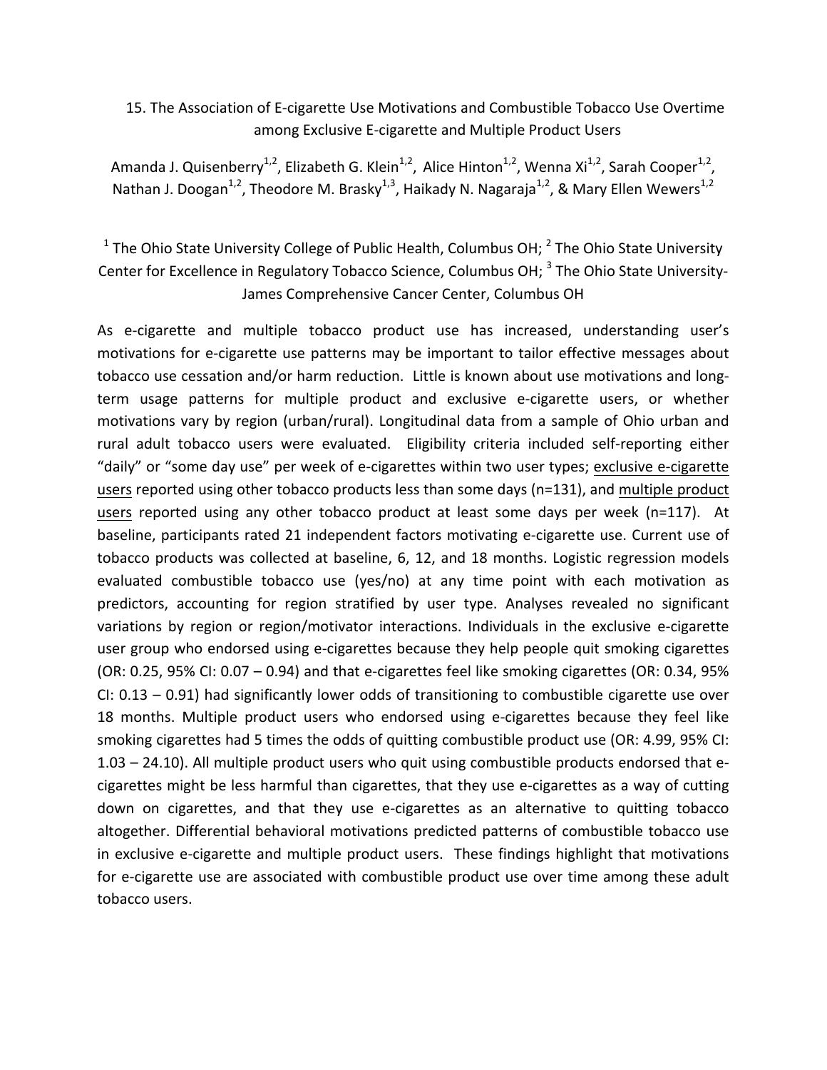## 15. The Association of E-cigarette Use Motivations and Combustible Tobacco Use Overtime among Exclusive E-cigarette and Multiple Product Users

Amanda J. Quisenberry[1,2], Elizabeth G. Klein[1,2], Alice Hinton[1,2], Wenna Xi[1,2], Sarah Cooper[1,2], Nathan J. Doogan[1,2], Theodore M. Brasky[1,3], Haikady N. Nagaraja[1,2], & Mary Ellen Wewers[1,2]

[1] The Ohio State University College of Public Health, Columbus OH; [2] The Ohio State University Center for Excellence in Regulatory Tobacco Science, Columbus OH; [3] The Ohio State University-James Comprehensive Cancer Center, Columbus OH

As e-cigarette and multiple tobacco product use has increased, understanding user's motivations for e-cigarette use patterns may be important to tailor effective messages about tobacco use cessation and/or harm reduction. Little is known about use motivations and long-term usage patterns for multiple product and exclusive e-cigarette users, or whether motivations vary by region (urban/rural). Longitudinal data from a sample of Ohio urban and rural adult tobacco users were evaluated. Eligibility criteria included self-reporting either "daily" or "some day use" per week of e-cigarettes within two user types; <u>exclusive e-cigarette users</u> reported using other tobacco products less than some days (n=131), and <u>multiple product users</u> reported using any other tobacco product at least some days per week (n=117). At baseline, participants rated 21 independent factors motivating e-cigarette use. Current use of tobacco products was collected at baseline, 6, 12, and 18 months. Logistic regression models evaluated combustible tobacco use (yes/no) at any time point with each motivation as predictors, accounting for region stratified by user type. Analyses revealed no significant variations by region or region/motivator interactions. Individuals in the exclusive e-cigarette user group who endorsed using e-cigarettes because they help people quit smoking cigarettes (OR: 0.25, 95% CI: 0.07 – 0.94) and that e-cigarettes feel like smoking cigarettes (OR: 0.34, 95% CI: 0.13 – 0.91) had significantly lower odds of transitioning to combustible cigarette use over 18 months. Multiple product users who endorsed using e-cigarettes because they feel like smoking cigarettes had 5 times the odds of quitting combustible product use (OR: 4.99, 95% CI: 1.03 – 24.10). All multiple product users who quit using combustible products endorsed that e-cigarettes might be less harmful than cigarettes, that they use e-cigarettes as a way of cutting down on cigarettes, and that they use e-cigarettes as an alternative to quitting tobacco altogether. Differential behavioral motivations predicted patterns of combustible tobacco use in exclusive e-cigarette and multiple product users. These findings highlight that motivations for e-cigarette use are associated with combustible product use over time among these adult tobacco users.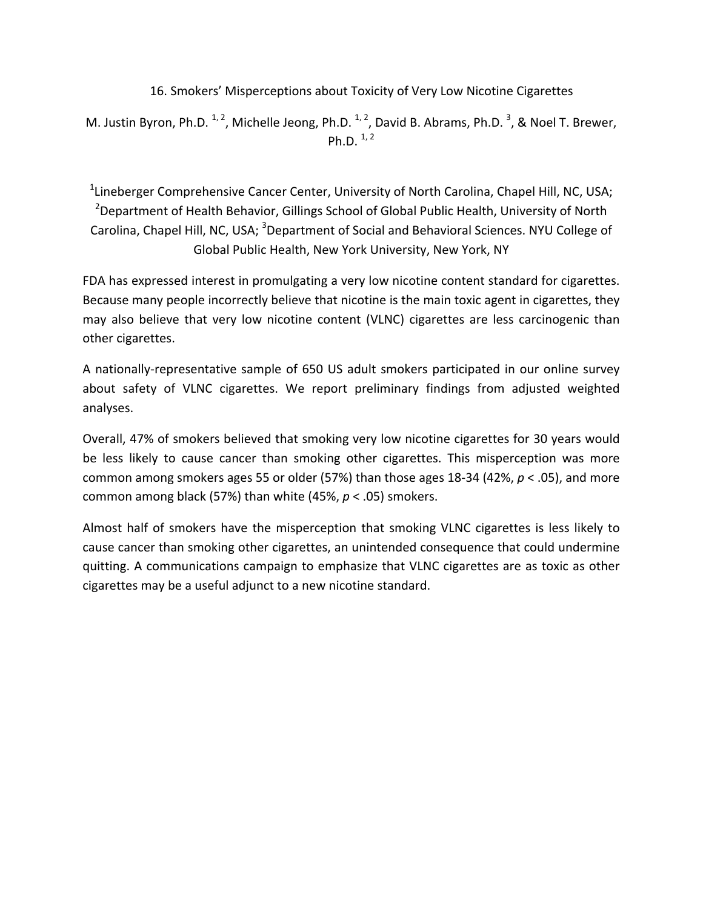# 16. Smokers' Misperceptions about Toxicity of Very Low Nicotine Cigarettes

M. Justin Byron, Ph.D. [1, 2], Michelle Jeong, Ph.D. [1, 2], David B. Abrams, Ph.D. [3], & Noel T. Brewer, Ph.D. [1, 2]

[1]Lineberger Comprehensive Cancer Center, University of North Carolina, Chapel Hill, NC, USA; [2]Department of Health Behavior, Gillings School of Global Public Health, University of North Carolina, Chapel Hill, NC, USA; [3]Department of Social and Behavioral Sciences. NYU College of Global Public Health, New York University, New York, NY

FDA has expressed interest in promulgating a very low nicotine content standard for cigarettes. Because many people incorrectly believe that nicotine is the main toxic agent in cigarettes, they may also believe that very low nicotine content (VLNC) cigarettes are less carcinogenic than other cigarettes.

A nationally-representative sample of 650 US adult smokers participated in our online survey about safety of VLNC cigarettes. We report preliminary findings from adjusted weighted analyses.

Overall, 47% of smokers believed that smoking very low nicotine cigarettes for 30 years would be less likely to cause cancer than smoking other cigarettes. This misperception was more common among smokers ages 55 or older (57%) than those ages 18-34 (42%, $p < .05$), and more common among black (57%) than white (45%, $p < .05$) smokers.

Almost half of smokers have the misperception that smoking VLNC cigarettes is less likely to cause cancer than smoking other cigarettes, an unintended consequence that could undermine quitting. A communications campaign to emphasize that VLNC cigarettes are as toxic as other cigarettes may be a useful adjunct to a new nicotine standard.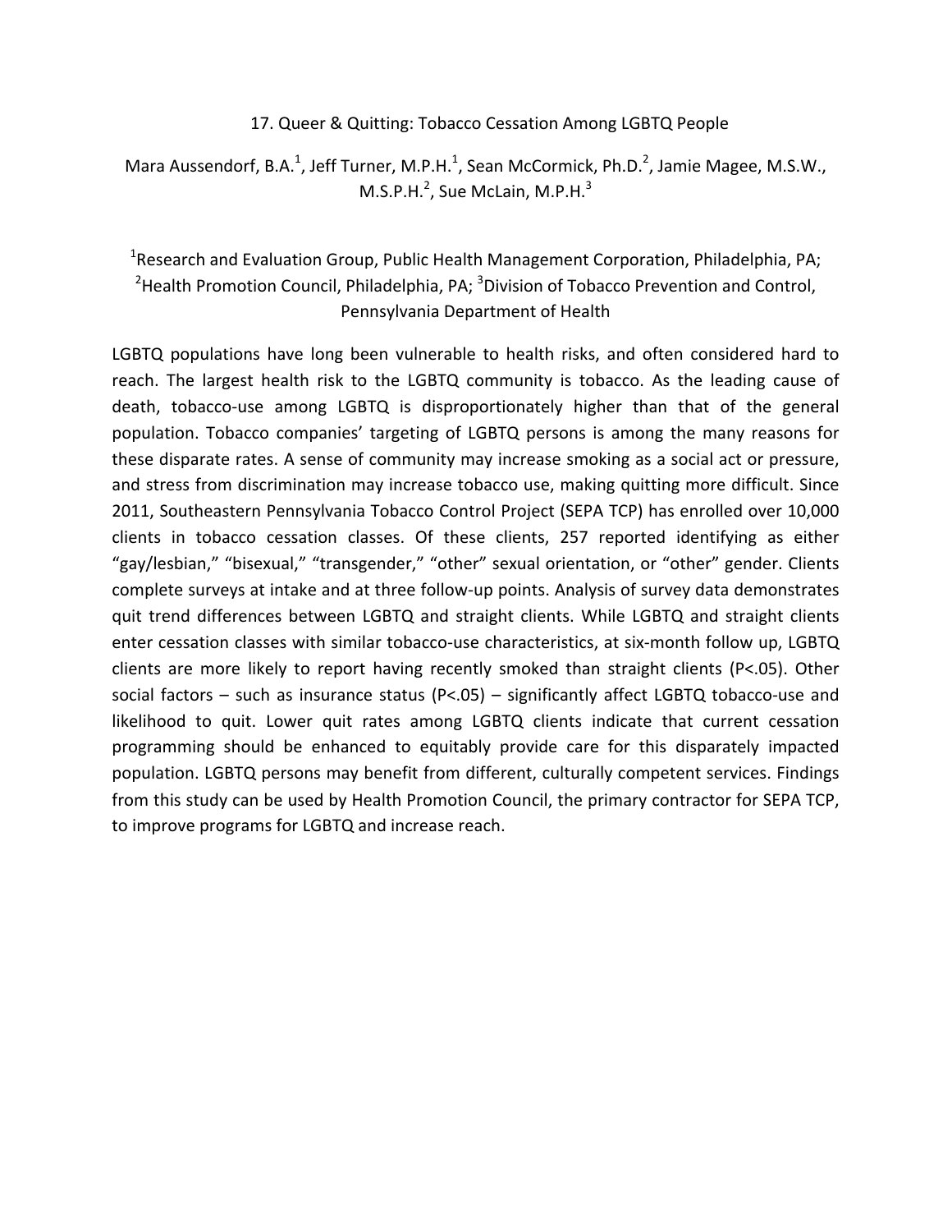## 17. Queer & Quitting: Tobacco Cessation Among LGBTQ People

Mara Aussendorf, B.A.[1], Jeff Turner, M.P.H.[1], Sean McCormick, Ph.D.[2], Jamie Magee, M.S.W., M.S.P.H.[2], Sue McLain, M.P.H.[3]

[1]Research and Evaluation Group, Public Health Management Corporation, Philadelphia, PA; [2]Health Promotion Council, Philadelphia, PA; [3]Division of Tobacco Prevention and Control, Pennsylvania Department of Health

LGBTQ populations have long been vulnerable to health risks, and often considered hard to reach. The largest health risk to the LGBTQ community is tobacco. As the leading cause of death, tobacco-use among LGBTQ is disproportionately higher than that of the general population. Tobacco companies' targeting of LGBTQ persons is among the many reasons for these disparate rates. A sense of community may increase smoking as a social act or pressure, and stress from discrimination may increase tobacco use, making quitting more difficult. Since 2011, Southeastern Pennsylvania Tobacco Control Project (SEPA TCP) has enrolled over 10,000 clients in tobacco cessation classes. Of these clients, 257 reported identifying as either "gay/lesbian," "bisexual," "transgender," "other" sexual orientation, or "other" gender. Clients complete surveys at intake and at three follow-up points. Analysis of survey data demonstrates quit trend differences between LGBTQ and straight clients. While LGBTQ and straight clients enter cessation classes with similar tobacco-use characteristics, at six-month follow up, LGBTQ clients are more likely to report having recently smoked than straight clients ($P<.05$). Other social factors – such as insurance status ($P<.05$) – significantly affect LGBTQ tobacco-use and likelihood to quit. Lower quit rates among LGBTQ clients indicate that current cessation programming should be enhanced to equitably provide care for this disparately impacted population. LGBTQ persons may benefit from different, culturally competent services. Findings from this study can be used by Health Promotion Council, the primary contractor for SEPA TCP, to improve programs for LGBTQ and increase reach.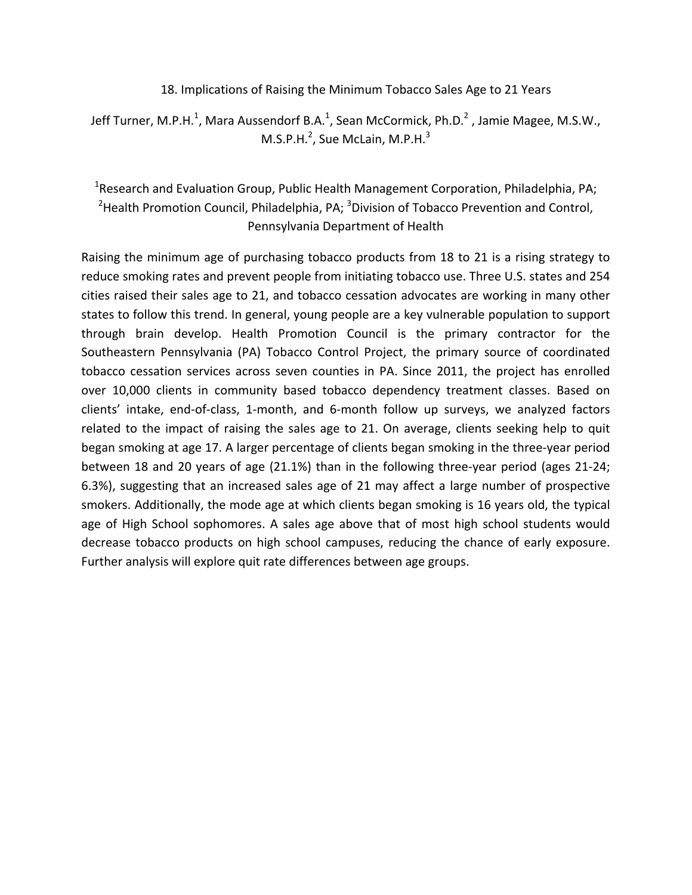## 18. Implications of Raising the Minimum Tobacco Sales Age to 21 Years

Jeff Turner, M.P.H.[1], Mara Aussendorf B.A.[1], Sean McCormick, Ph.D.[2], Jamie Magee, M.S.W., M.S.P.H.[2], Sue McLain, M.P.H.[3]

[1]Research and Evaluation Group, Public Health Management Corporation, Philadelphia, PA; [2]Health Promotion Council, Philadelphia, PA; [3]Division of Tobacco Prevention and Control, Pennsylvania Department of Health

Raising the minimum age of purchasing tobacco products from 18 to 21 is a rising strategy to reduce smoking rates and prevent people from initiating tobacco use. Three U.S. states and 254 cities raised their sales age to 21, and tobacco cessation advocates are working in many other states to follow this trend. In general, young people are a key vulnerable population to support through brain develop. Health Promotion Council is the primary contractor for the Southeastern Pennsylvania (PA) Tobacco Control Project, the primary source of coordinated tobacco cessation services across seven counties in PA. Since 2011, the project has enrolled over 10,000 clients in community based tobacco dependency treatment classes. Based on clients' intake, end-of-class, 1-month, and 6-month follow up surveys, we analyzed factors related to the impact of raising the sales age to 21. On average, clients seeking help to quit began smoking at age 17. A larger percentage of clients began smoking in the three-year period between 18 and 20 years of age (21.1%) than in the following three-year period (ages 21-24; 6.3%), suggesting that an increased sales age of 21 may affect a large number of prospective smokers. Additionally, the mode age at which clients began smoking is 16 years old, the typical age of High School sophomores. A sales age above that of most high school students would decrease tobacco products on high school campuses, reducing the chance of early exposure. Further analysis will explore quit rate differences between age groups.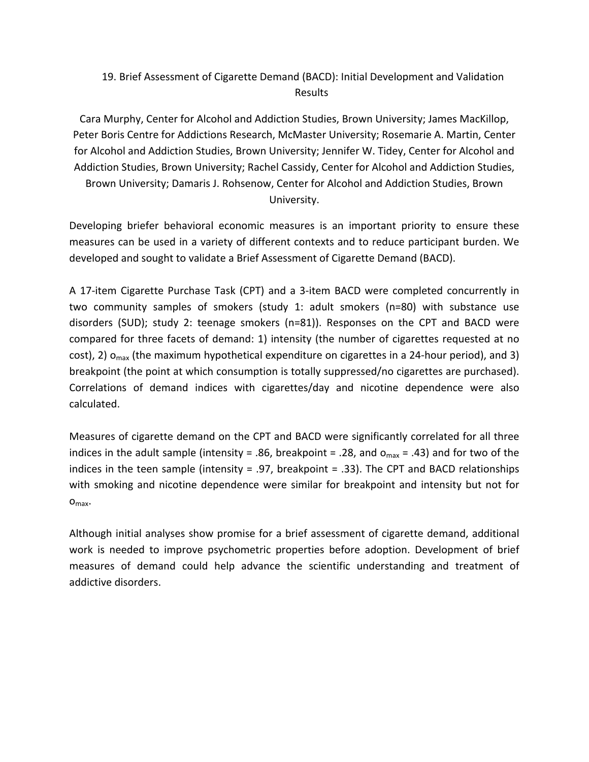## 19. Brief Assessment of Cigarette Demand (BACD): Initial Development and Validation Results

Cara Murphy, Center for Alcohol and Addiction Studies, Brown University; James MacKillop, Peter Boris Centre for Addictions Research, McMaster University; Rosemarie A. Martin, Center for Alcohol and Addiction Studies, Brown University; Jennifer W. Tidey, Center for Alcohol and Addiction Studies, Brown University; Rachel Cassidy, Center for Alcohol and Addiction Studies, Brown University; Damaris J. Rohsenow, Center for Alcohol and Addiction Studies, Brown University.

Developing briefer behavioral economic measures is an important priority to ensure these measures can be used in a variety of different contexts and to reduce participant burden. We developed and sought to validate a Brief Assessment of Cigarette Demand (BACD).

A 17-item Cigarette Purchase Task (CPT) and a 3-item BACD were completed concurrently in two community samples of smokers (study 1: adult smokers (n=80) with substance use disorders (SUD); study 2: teenage smokers (n=81)). Responses on the CPT and BACD were compared for three facets of demand: 1) intensity (the number of cigarettes requested at no cost), 2) $o_{max}$ (the maximum hypothetical expenditure on cigarettes in a 24-hour period), and 3) breakpoint (the point at which consumption is totally suppressed/no cigarettes are purchased). Correlations of demand indices with cigarettes/day and nicotine dependence were also calculated.

Measures of cigarette demand on the CPT and BACD were significantly correlated for all three indices in the adult sample (intensity = .86, breakpoint = .28, and $o_{max}$ = .43) and for two of the indices in the teen sample (intensity = .97, breakpoint = .33). The CPT and BACD relationships with smoking and nicotine dependence were similar for breakpoint and intensity but not for $o_{max}$.

Although initial analyses show promise for a brief assessment of cigarette demand, additional work is needed to improve psychometric properties before adoption. Development of brief measures of demand could help advance the scientific understanding and treatment of addictive disorders.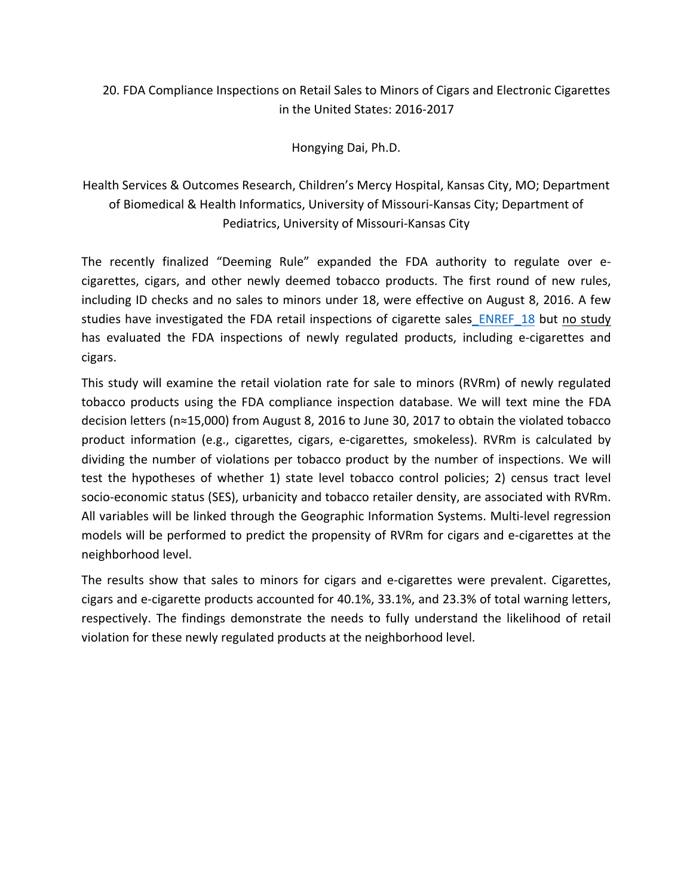## 20. FDA Compliance Inspections on Retail Sales to Minors of Cigars and Electronic Cigarettes in the United States: 2016-2017

Hongying Dai, Ph.D.

Health Services & Outcomes Research, Children's Mercy Hospital, Kansas City, MO; Department of Biomedical & Health Informatics, University of Missouri-Kansas City; Department of Pediatrics, University of Missouri-Kansas City

The recently finalized "Deeming Rule" expanded the FDA authority to regulate over e-cigarettes, cigars, and other newly deemed tobacco products. The first round of new rules, including ID checks and no sales to minors under 18, were effective on August 8, 2016. A few studies have investigated the FDA retail inspections of cigarette sales_ENREF_18 but no study has evaluated the FDA inspections of newly regulated products, including e-cigarettes and cigars.

This study will examine the retail violation rate for sale to minors (RVRm) of newly regulated tobacco products using the FDA compliance inspection database. We will text mine the FDA decision letters (n≈15,000) from August 8, 2016 to June 30, 2017 to obtain the violated tobacco product information (e.g., cigarettes, cigars, e-cigarettes, smokeless). RVRm is calculated by dividing the number of violations per tobacco product by the number of inspections. We will test the hypotheses of whether 1) state level tobacco control policies; 2) census tract level socio-economic status (SES), urbanicity and tobacco retailer density, are associated with RVRm. All variables will be linked through the Geographic Information Systems. Multi-level regression models will be performed to predict the propensity of RVRm for cigars and e-cigarettes at the neighborhood level.

The results show that sales to minors for cigars and e-cigarettes were prevalent. Cigarettes, cigars and e-cigarette products accounted for 40.1%, 33.1%, and 23.3% of total warning letters, respectively. The findings demonstrate the needs to fully understand the likelihood of retail violation for these newly regulated products at the neighborhood level.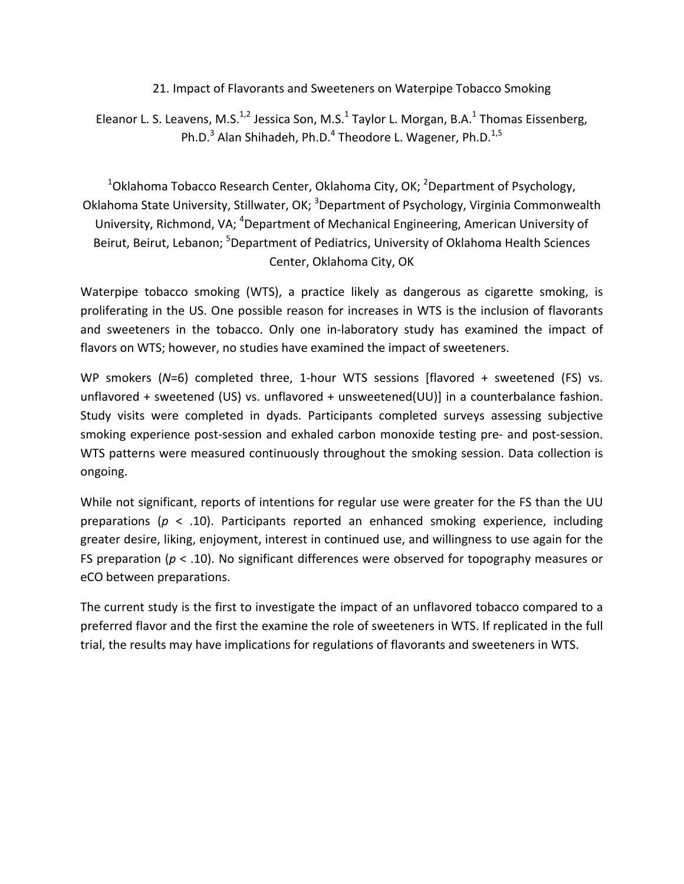## 21. Impact of Flavorants and Sweeteners on Waterpipe Tobacco Smoking

Eleanor L. S. Leavens, M.S.[1,2] Jessica Son, M.S.[1] Taylor L. Morgan, B.A.[1] Thomas Eissenberg, Ph.D.[3] Alan Shihadeh, Ph.D.[4] Theodore L. Wagener, Ph.D.[1,5]

[1]Oklahoma Tobacco Research Center, Oklahoma City, OK; [2]Department of Psychology, Oklahoma State University, Stillwater, OK; [3]Department of Psychology, Virginia Commonwealth University, Richmond, VA; [4]Department of Mechanical Engineering, American University of Beirut, Beirut, Lebanon; [5]Department of Pediatrics, University of Oklahoma Health Sciences Center, Oklahoma City, OK

Waterpipe tobacco smoking (WTS), a practice likely as dangerous as cigarette smoking, is proliferating in the US. One possible reason for increases in WTS is the inclusion of flavorants and sweeteners in the tobacco. Only one in-laboratory study has examined the impact of flavors on WTS; however, no studies have examined the impact of sweeteners.

WP smokers ($N$=6) completed three, 1-hour WTS sessions [flavored + sweetened (FS) vs. unflavored + sweetened (US) vs. unflavored + unsweetened(UU)] in a counterbalance fashion. Study visits were completed in dyads. Participants completed surveys assessing subjective smoking experience post-session and exhaled carbon monoxide testing pre- and post-session. WTS patterns were measured continuously throughout the smoking session. Data collection is ongoing.

While not significant, reports of intentions for regular use were greater for the FS than the UU preparations ($p < .10$). Participants reported an enhanced smoking experience, including greater desire, liking, enjoyment, interest in continued use, and willingness to use again for the FS preparation ($p < .10$). No significant differences were observed for topography measures or eCO between preparations.

The current study is the first to investigate the impact of an unflavored tobacco compared to a preferred flavor and the first the examine the role of sweeteners in WTS. If replicated in the full trial, the results may have implications for regulations of flavorants and sweeteners in WTS.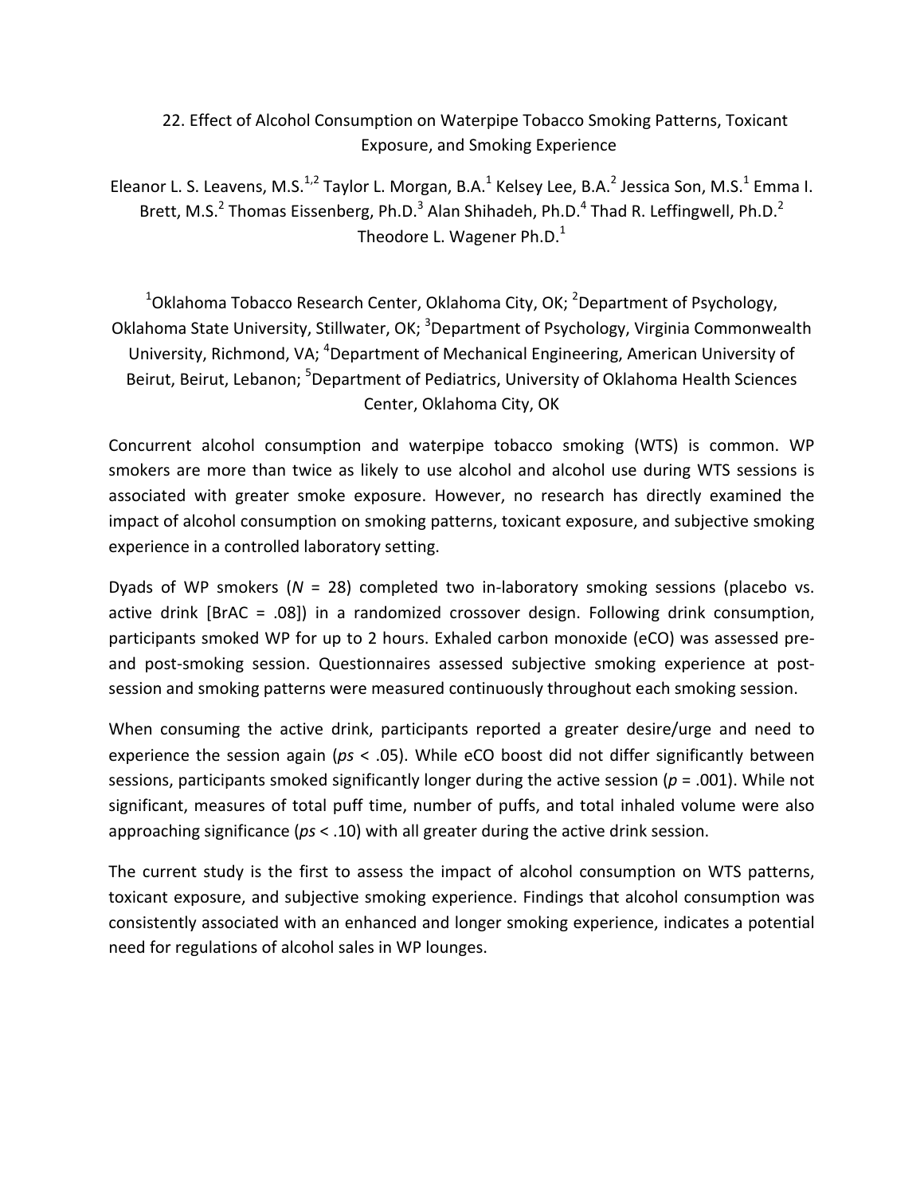## 22. Effect of Alcohol Consumption on Waterpipe Tobacco Smoking Patterns, Toxicant Exposure, and Smoking Experience

Eleanor L. S. Leavens, M.S.[1,2] Taylor L. Morgan, B.A.[1] Kelsey Lee, B.A.[2] Jessica Son, M.S.[1] Emma I. Brett, M.S.[2] Thomas Eissenberg, Ph.D.[3] Alan Shihadeh, Ph.D.[4] Thad R. Leffingwell, Ph.D.[2] Theodore L. Wagener Ph.D.[1]

[1]Oklahoma Tobacco Research Center, Oklahoma City, OK; [2]Department of Psychology, Oklahoma State University, Stillwater, OK; [3]Department of Psychology, Virginia Commonwealth University, Richmond, VA; [4]Department of Mechanical Engineering, American University of Beirut, Beirut, Lebanon; [5]Department of Pediatrics, University of Oklahoma Health Sciences Center, Oklahoma City, OK

Concurrent alcohol consumption and waterpipe tobacco smoking (WTS) is common. WP smokers are more than twice as likely to use alcohol and alcohol use during WTS sessions is associated with greater smoke exposure. However, no research has directly examined the impact of alcohol consumption on smoking patterns, toxicant exposure, and subjective smoking experience in a controlled laboratory setting.

Dyads of WP smokers ($N$ = 28) completed two in-laboratory smoking sessions (placebo vs. active drink [BrAC = .08]) in a randomized crossover design. Following drink consumption, participants smoked WP for up to 2 hours. Exhaled carbon monoxide (eCO) was assessed pre- and post-smoking session. Questionnaires assessed subjective smoking experience at post-session and smoking patterns were measured continuously throughout each smoking session.

When consuming the active drink, participants reported a greater desire/urge and need to experience the session again ($ps$ < .05). While eCO boost did not differ significantly between sessions, participants smoked significantly longer during the active session ($p$ = .001). While not significant, measures of total puff time, number of puffs, and total inhaled volume were also approaching significance ($ps$ < .10) with all greater during the active drink session.

The current study is the first to assess the impact of alcohol consumption on WTS patterns, toxicant exposure, and subjective smoking experience. Findings that alcohol consumption was consistently associated with an enhanced and longer smoking experience, indicates a potential need for regulations of alcohol sales in WP lounges.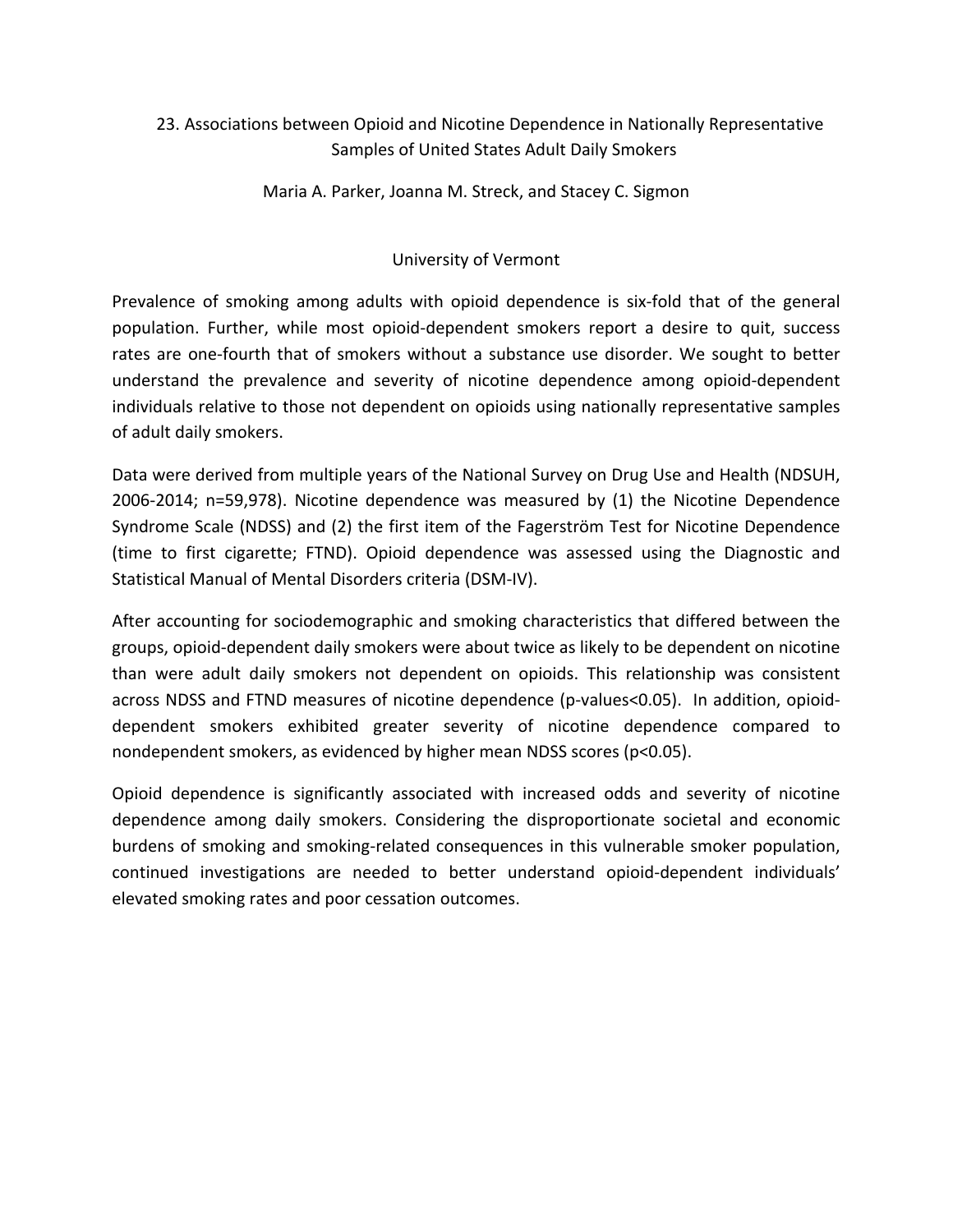## 23. Associations between Opioid and Nicotine Dependence in Nationally Representative Samples of United States Adult Daily Smokers

Maria A. Parker, Joanna M. Streck, and Stacey C. Sigmon

University of Vermont

Prevalence of smoking among adults with opioid dependence is six-fold that of the general population. Further, while most opioid-dependent smokers report a desire to quit, success rates are one-fourth that of smokers without a substance use disorder. We sought to better understand the prevalence and severity of nicotine dependence among opioid-dependent individuals relative to those not dependent on opioids using nationally representative samples of adult daily smokers.

Data were derived from multiple years of the National Survey on Drug Use and Health (NDSUH, 2006-2014; n=59,978). Nicotine dependence was measured by (1) the Nicotine Dependence Syndrome Scale (NDSS) and (2) the first item of the Fagerström Test for Nicotine Dependence (time to first cigarette; FTND). Opioid dependence was assessed using the Diagnostic and Statistical Manual of Mental Disorders criteria (DSM-IV).

After accounting for sociodemographic and smoking characteristics that differed between the groups, opioid-dependent daily smokers were about twice as likely to be dependent on nicotine than were adult daily smokers not dependent on opioids. This relationship was consistent across NDSS and FTND measures of nicotine dependence (p-values<0.05). In addition, opioid-dependent smokers exhibited greater severity of nicotine dependence compared to nondependent smokers, as evidenced by higher mean NDSS scores ($p<0.05$).

Opioid dependence is significantly associated with increased odds and severity of nicotine dependence among daily smokers. Considering the disproportionate societal and economic burdens of smoking and smoking-related consequences in this vulnerable smoker population, continued investigations are needed to better understand opioid-dependent individuals' elevated smoking rates and poor cessation outcomes.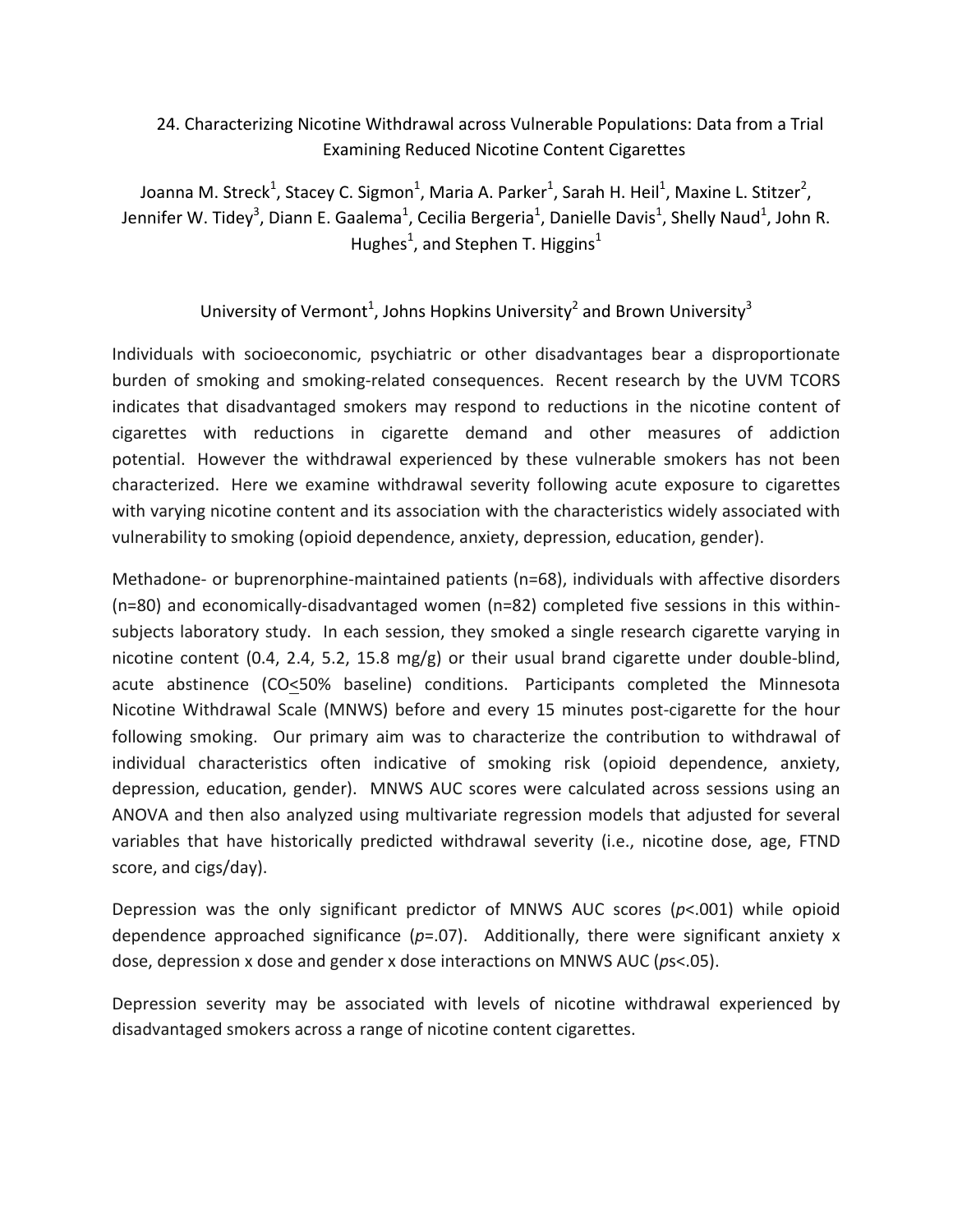# 24. Characterizing Nicotine Withdrawal across Vulnerable Populations: Data from a Trial Examining Reduced Nicotine Content Cigarettes

Joanna M. Streck[1], Stacey C. Sigmon[1], Maria A. Parker[1], Sarah H. Heil[1], Maxine L. Stitzer[2], Jennifer W. Tidey[3], Diann E. Gaalema[1], Cecilia Bergeria[1], Danielle Davis[1], Shelly Naud[1], John R. Hughes[1], and Stephen T. Higgins[1]

University of Vermont[1], Johns Hopkins University[2] and Brown University[3]

Individuals with socioeconomic, psychiatric or other disadvantages bear a disproportionate burden of smoking and smoking-related consequences. Recent research by the UVM TCORS indicates that disadvantaged smokers may respond to reductions in the nicotine content of cigarettes with reductions in cigarette demand and other measures of addiction potential. However the withdrawal experienced by these vulnerable smokers has not been characterized. Here we examine withdrawal severity following acute exposure to cigarettes with varying nicotine content and its association with the characteristics widely associated with vulnerability to smoking (opioid dependence, anxiety, depression, education, gender).

Methadone- or buprenorphine-maintained patients (n=68), individuals with affective disorders (n=80) and economically-disadvantaged women (n=82) completed five sessions in this within-subjects laboratory study. In each session, they smoked a single research cigarette varying in nicotine content (0.4, 2.4, 5.2, 15.8 mg/g) or their usual brand cigarette under double-blind, acute abstinence (CO$\leq$50% baseline) conditions. Participants completed the Minnesota Nicotine Withdrawal Scale (MNWS) before and every 15 minutes post-cigarette for the hour following smoking. Our primary aim was to characterize the contribution to withdrawal of individual characteristics often indicative of smoking risk (opioid dependence, anxiety, depression, education, gender). MNWS AUC scores were calculated across sessions using an ANOVA and then also analyzed using multivariate regression models that adjusted for several variables that have historically predicted withdrawal severity (i.e., nicotine dose, age, FTND score, and cigs/day).

Depression was the only significant predictor of MNWS AUC scores ($p<.001$) while opioid dependence approached significance ($p=.07$). Additionally, there were significant anxiety x dose, depression x dose and gender x dose interactions on MNWS AUC (*p*s<.05).

Depression severity may be associated with levels of nicotine withdrawal experienced by disadvantaged smokers across a range of nicotine content cigarettes.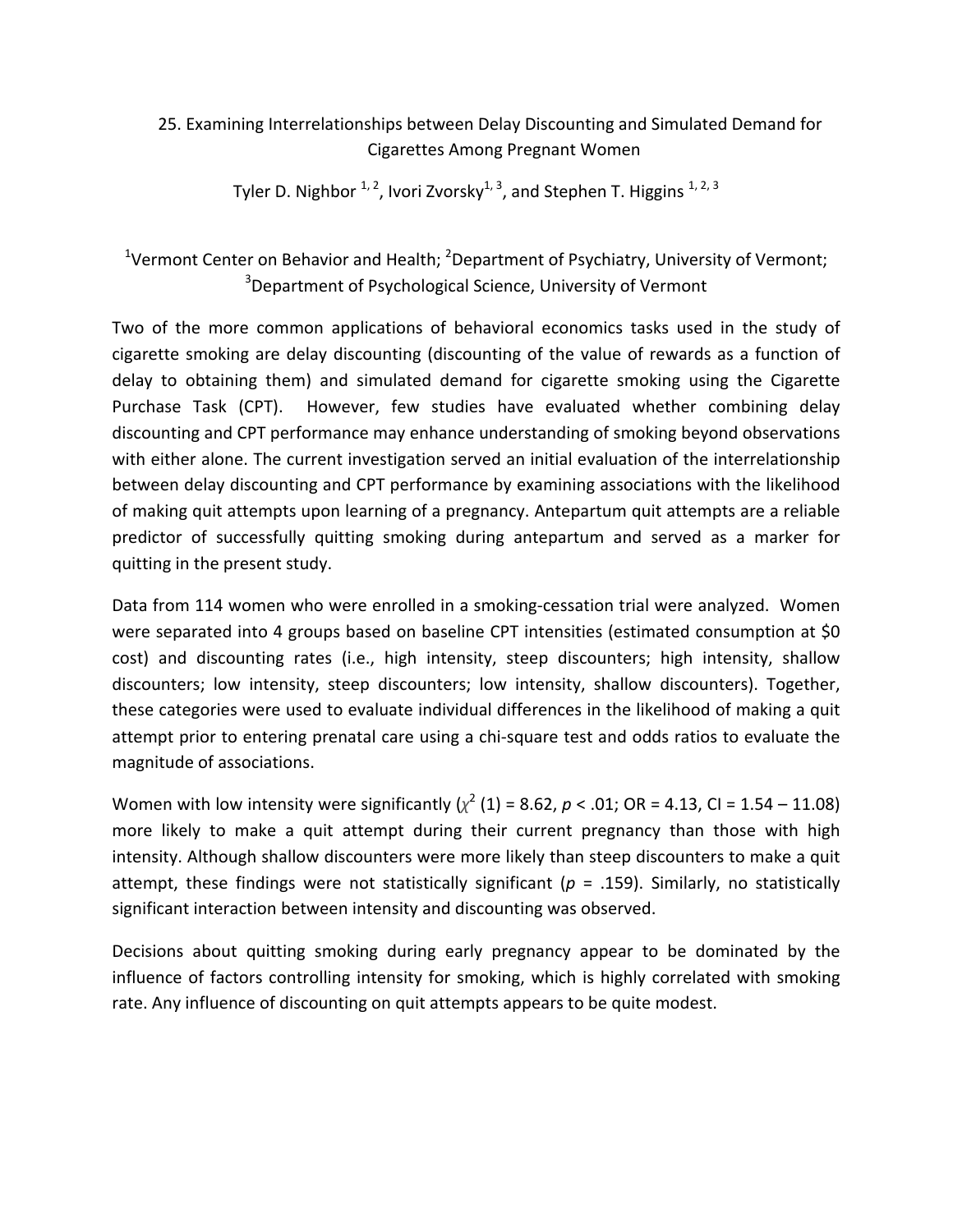## 25. Examining Interrelationships between Delay Discounting and Simulated Demand for Cigarettes Among Pregnant Women

Tyler D. Nighbor [1, 2], Ivori Zvorsky[1, 3], and Stephen T. Higgins [1, 2, 3]

[1]Vermont Center on Behavior and Health; [2]Department of Psychiatry, University of Vermont; [3]Department of Psychological Science, University of Vermont

Two of the more common applications of behavioral economics tasks used in the study of cigarette smoking are delay discounting (discounting of the value of rewards as a function of delay to obtaining them) and simulated demand for cigarette smoking using the Cigarette Purchase Task (CPT). However, few studies have evaluated whether combining delay discounting and CPT performance may enhance understanding of smoking beyond observations with either alone. The current investigation served an initial evaluation of the interrelationship between delay discounting and CPT performance by examining associations with the likelihood of making quit attempts upon learning of a pregnancy. Antepartum quit attempts are a reliable predictor of successfully quitting smoking during antepartum and served as a marker for quitting in the present study.

Data from 114 women who were enrolled in a smoking-cessation trial were analyzed. Women were separated into 4 groups based on baseline CPT intensities (estimated consumption at $0 cost) and discounting rates (i.e., high intensity, steep discounters; high intensity, shallow discounters; low intensity, steep discounters; low intensity, shallow discounters). Together, these categories were used to evaluate individual differences in the likelihood of making a quit attempt prior to entering prenatal care using a chi-square test and odds ratios to evaluate the magnitude of associations.

Women with low intensity were significantly ($\chi^2$ (1) = 8.62, $p < .01$; OR = 4.13, CI = 1.54 – 11.08) more likely to make a quit attempt during their current pregnancy than those with high intensity. Although shallow discounters were more likely than steep discounters to make a quit attempt, these findings were not statistically significant ($p$ = .159). Similarly, no statistically significant interaction between intensity and discounting was observed.

Decisions about quitting smoking during early pregnancy appear to be dominated by the influence of factors controlling intensity for smoking, which is highly correlated with smoking rate. Any influence of discounting on quit attempts appears to be quite modest.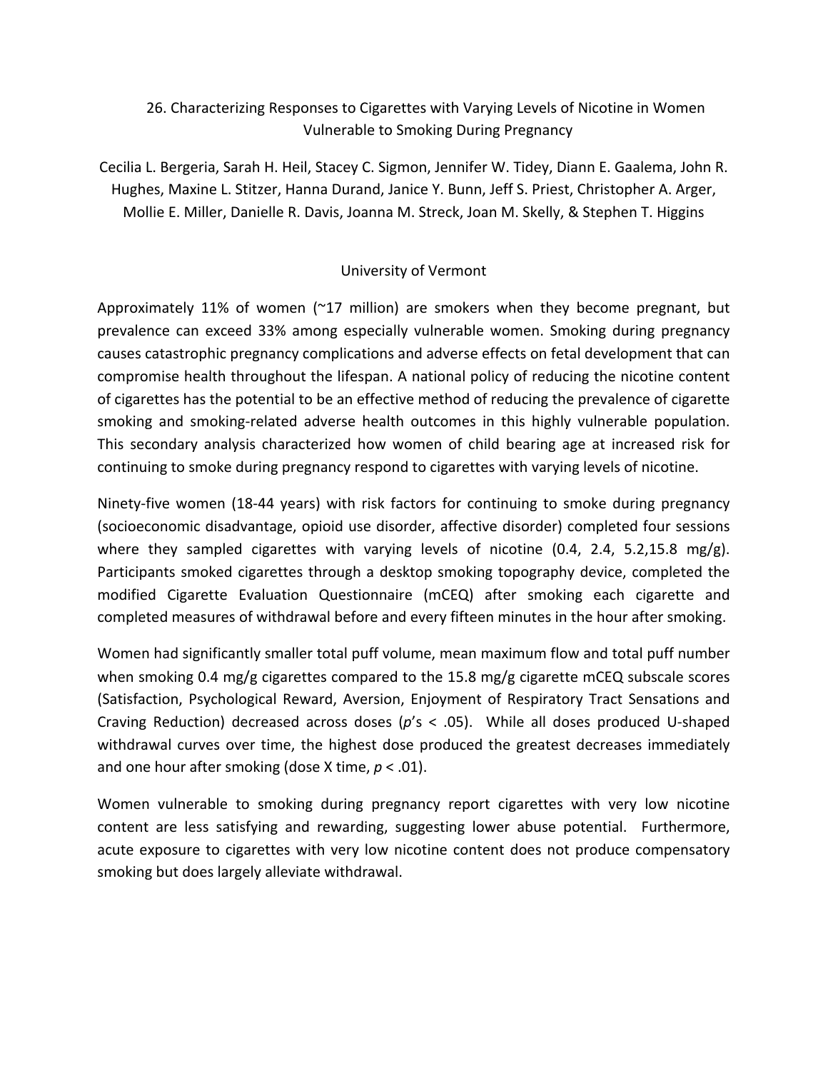## 26. Characterizing Responses to Cigarettes with Varying Levels of Nicotine in Women Vulnerable to Smoking During Pregnancy

Cecilia L. Bergeria, Sarah H. Heil, Stacey C. Sigmon, Jennifer W. Tidey, Diann E. Gaalema, John R. Hughes, Maxine L. Stitzer, Hanna Durand, Janice Y. Bunn, Jeff S. Priest, Christopher A. Arger, Mollie E. Miller, Danielle R. Davis, Joanna M. Streck, Joan M. Skelly, & Stephen T. Higgins

University of Vermont

Approximately 11% of women (~17 million) are smokers when they become pregnant, but prevalence can exceed 33% among especially vulnerable women. Smoking during pregnancy causes catastrophic pregnancy complications and adverse effects on fetal development that can compromise health throughout the lifespan. A national policy of reducing the nicotine content of cigarettes has the potential to be an effective method of reducing the prevalence of cigarette smoking and smoking-related adverse health outcomes in this highly vulnerable population. This secondary analysis characterized how women of child bearing age at increased risk for continuing to smoke during pregnancy respond to cigarettes with varying levels of nicotine.

Ninety-five women (18-44 years) with risk factors for continuing to smoke during pregnancy (socioeconomic disadvantage, opioid use disorder, affective disorder) completed four sessions where they sampled cigarettes with varying levels of nicotine (0.4, 2.4, 5.2,15.8 mg/g). Participants smoked cigarettes through a desktop smoking topography device, completed the modified Cigarette Evaluation Questionnaire (mCEQ) after smoking each cigarette and completed measures of withdrawal before and every fifteen minutes in the hour after smoking.

Women had significantly smaller total puff volume, mean maximum flow and total puff number when smoking 0.4 mg/g cigarettes compared to the 15.8 mg/g cigarette mCEQ subscale scores (Satisfaction, Psychological Reward, Aversion, Enjoyment of Respiratory Tract Sensations and Craving Reduction) decreased across doses (*p*'s $< .05$). While all doses produced U-shaped withdrawal curves over time, the highest dose produced the greatest decreases immediately and one hour after smoking (dose X time, $p < .01$).

Women vulnerable to smoking during pregnancy report cigarettes with very low nicotine content are less satisfying and rewarding, suggesting lower abuse potential. Furthermore, acute exposure to cigarettes with very low nicotine content does not produce compensatory smoking but does largely alleviate withdrawal.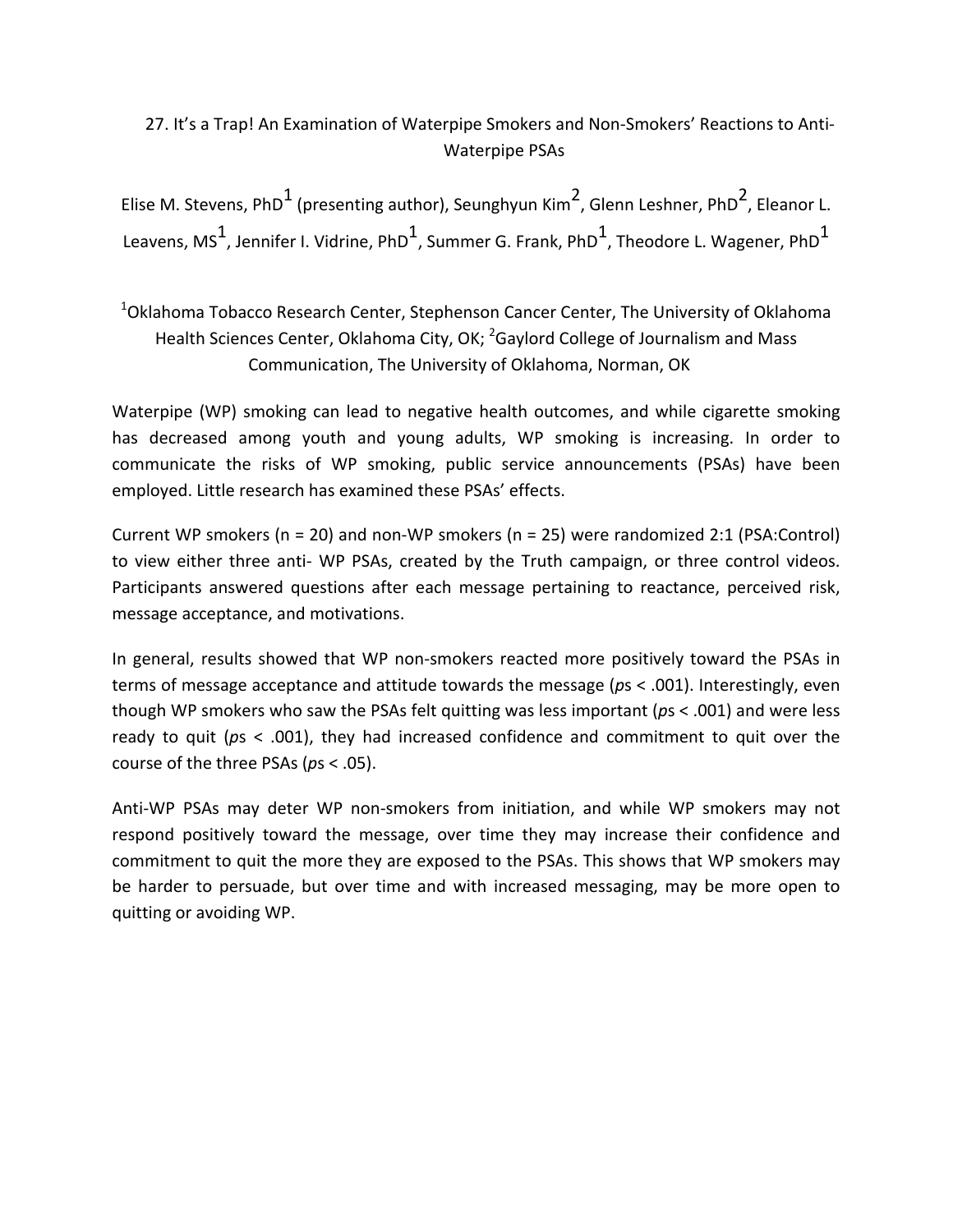## 27. It's a Trap! An Examination of Waterpipe Smokers and Non-Smokers' Reactions to Anti-Waterpipe PSAs

Elise M. Stevens, PhD[1] (presenting author), Seunghyun Kim[2], Glenn Leshner, PhD[2], Eleanor L. Leavens, MS[1], Jennifer I. Vidrine, PhD[1], Summer G. Frank, PhD[1], Theodore L. Wagener, PhD[1]

[1]Oklahoma Tobacco Research Center, Stephenson Cancer Center, The University of Oklahoma Health Sciences Center, Oklahoma City, OK; [2]Gaylord College of Journalism and Mass Communication, The University of Oklahoma, Norman, OK

Waterpipe (WP) smoking can lead to negative health outcomes, and while cigarette smoking has decreased among youth and young adults, WP smoking is increasing. In order to communicate the risks of WP smoking, public service announcements (PSAs) have been employed. Little research has examined these PSAs' effects.

Current WP smokers ($n = 20$) and non-WP smokers ($n = 25$) were randomized 2:1 (PSA:Control) to view either three anti- WP PSAs, created by the Truth campaign, or three control videos. Participants answered questions after each message pertaining to reactance, perceived risk, message acceptance, and motivations.

In general, results showed that WP non-smokers reacted more positively toward the PSAs in terms of message acceptance and attitude towards the message (*p*s < .001). Interestingly, even though WP smokers who saw the PSAs felt quitting was less important (*p*s < .001) and were less ready to quit (*p*s < .001), they had increased confidence and commitment to quit over the course of the three PSAs (*p*s < .05).

Anti-WP PSAs may deter WP non-smokers from initiation, and while WP smokers may not respond positively toward the message, over time they may increase their confidence and commitment to quit the more they are exposed to the PSAs. This shows that WP smokers may be harder to persuade, but over time and with increased messaging, may be more open to quitting or avoiding WP.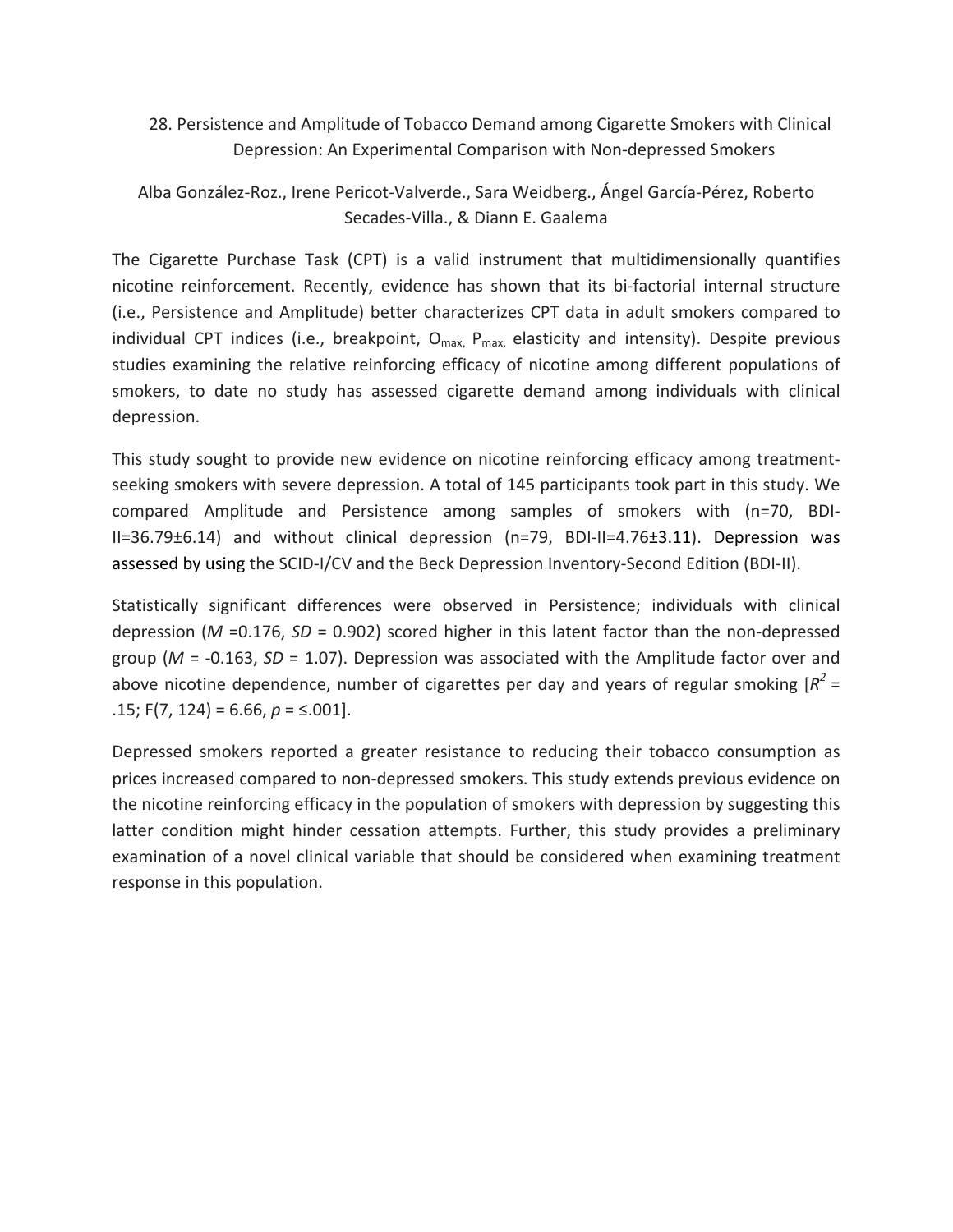## 28. Persistence and Amplitude of Tobacco Demand among Cigarette Smokers with Clinical Depression: An Experimental Comparison with Non-depressed Smokers

Alba González-Roz., Irene Pericot-Valverde., Sara Weidberg., Ángel García-Pérez, Roberto Secades-Villa., & Diann E. Gaalema

The Cigarette Purchase Task (CPT) is a valid instrument that multidimensionally quantifies nicotine reinforcement. Recently, evidence has shown that its bi-factorial internal structure (i.e., Persistence and Amplitude) better characterizes CPT data in adult smokers compared to individual CPT indices (i.e., breakpoint, $O_{max}$, $P_{max}$, elasticity and intensity). Despite previous studies examining the relative reinforcing efficacy of nicotine among different populations of smokers, to date no study has assessed cigarette demand among individuals with clinical depression.

This study sought to provide new evidence on nicotine reinforcing efficacy among treatment-seeking smokers with severe depression. A total of 145 participants took part in this study. We compared Amplitude and Persistence among samples of smokers with (n=70, BDI-II=36.79±6.14) and without clinical depression (n=79, BDI-II=4.76±3.11). Depression was assessed by using the SCID-I/CV and the Beck Depression Inventory-Second Edition (BDI-II).

Statistically significant differences were observed in Persistence; individuals with clinical depression ($M$ =0.176, $SD$ = 0.902) scored higher in this latent factor than the non-depressed group ($M$ = -0.163, $SD$ = 1.07). Depression was associated with the Amplitude factor over and above nicotine dependence, number of cigarettes per day and years of regular smoking [$R^2$ = .15; $F(7, 124)$ = 6.66, $p$ = ≤.001].

Depressed smokers reported a greater resistance to reducing their tobacco consumption as prices increased compared to non-depressed smokers. This study extends previous evidence on the nicotine reinforcing efficacy in the population of smokers with depression by suggesting this latter condition might hinder cessation attempts. Further, this study provides a preliminary examination of a novel clinical variable that should be considered when examining treatment response in this population.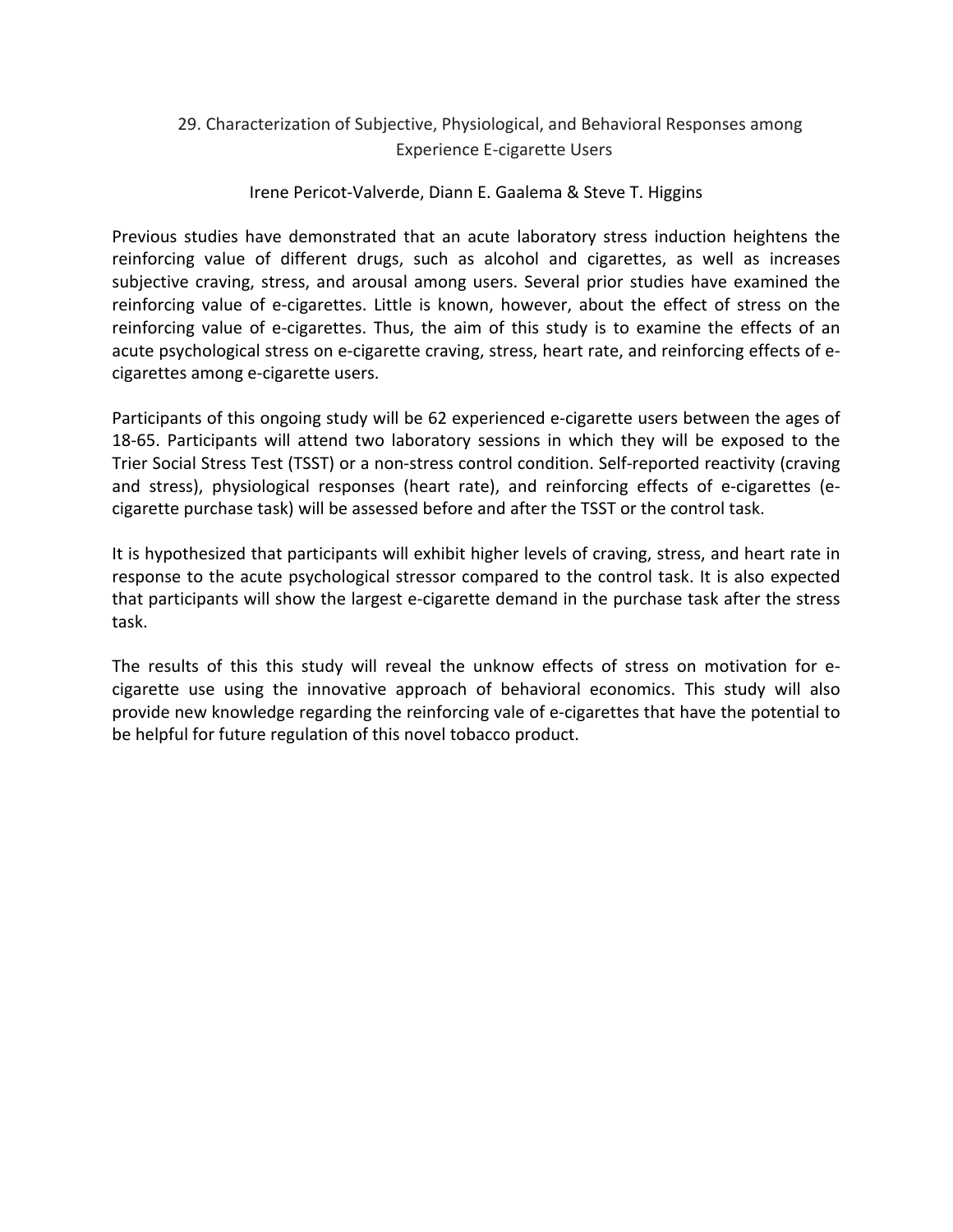## 29. Characterization of Subjective, Physiological, and Behavioral Responses among Experience E-cigarette Users

Irene Pericot-Valverde, Diann E. Gaalema & Steve T. Higgins

Previous studies have demonstrated that an acute laboratory stress induction heightens the reinforcing value of different drugs, such as alcohol and cigarettes, as well as increases subjective craving, stress, and arousal among users. Several prior studies have examined the reinforcing value of e-cigarettes. Little is known, however, about the effect of stress on the reinforcing value of e-cigarettes. Thus, the aim of this study is to examine the effects of an acute psychological stress on e-cigarette craving, stress, heart rate, and reinforcing effects of e-cigarettes among e-cigarette users.

Participants of this ongoing study will be 62 experienced e-cigarette users between the ages of 18-65. Participants will attend two laboratory sessions in which they will be exposed to the Trier Social Stress Test (TSST) or a non-stress control condition. Self-reported reactivity (craving and stress), physiological responses (heart rate), and reinforcing effects of e-cigarettes (e-cigarette purchase task) will be assessed before and after the TSST or the control task.

It is hypothesized that participants will exhibit higher levels of craving, stress, and heart rate in response to the acute psychological stressor compared to the control task. It is also expected that participants will show the largest e-cigarette demand in the purchase task after the stress task.

The results of this this study will reveal the unknow effects of stress on motivation for e-cigarette use using the innovative approach of behavioral economics. This study will also provide new knowledge regarding the reinforcing vale of e-cigarettes that have the potential to be helpful for future regulation of this novel tobacco product.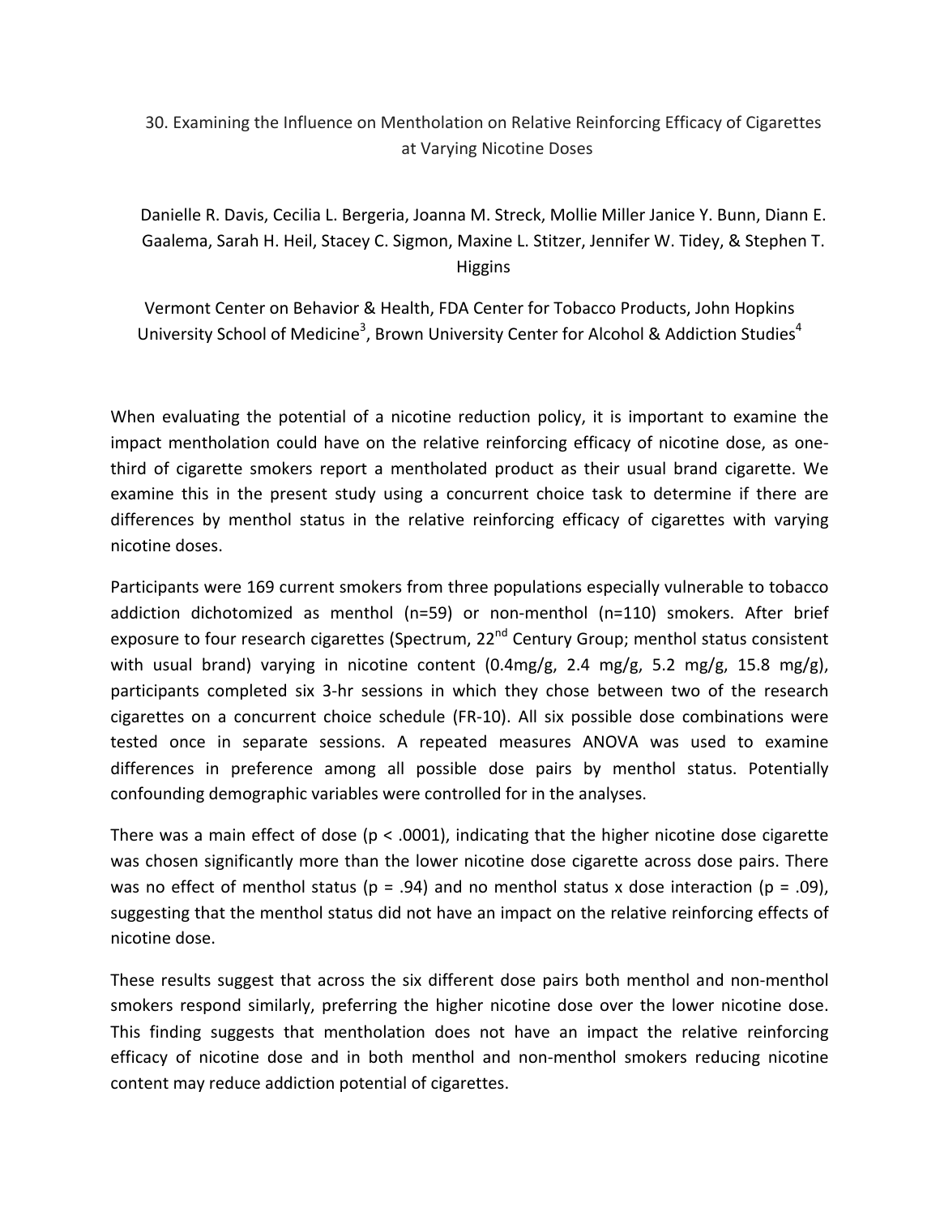# 30. Examining the Influence on Mentholation on Relative Reinforcing Efficacy of Cigarettes at Varying Nicotine Doses

Danielle R. Davis, Cecilia L. Bergeria, Joanna M. Streck, Mollie Miller Janice Y. Bunn, Diann E. Gaalema, Sarah H. Heil, Stacey C. Sigmon, Maxine L. Stitzer, Jennifer W. Tidey, & Stephen T. Higgins

Vermont Center on Behavior & Health, FDA Center for Tobacco Products, John Hopkins University School of Medicine[3], Brown University Center for Alcohol & Addiction Studies[4]

When evaluating the potential of a nicotine reduction policy, it is important to examine the impact mentholation could have on the relative reinforcing efficacy of nicotine dose, as one-third of cigarette smokers report a mentholated product as their usual brand cigarette. We examine this in the present study using a concurrent choice task to determine if there are differences by menthol status in the relative reinforcing efficacy of cigarettes with varying nicotine doses.

Participants were 169 current smokers from three populations especially vulnerable to tobacco addiction dichotomized as menthol (n=59) or non-menthol (n=110) smokers. After brief exposure to four research cigarettes (Spectrum, 22nd Century Group; menthol status consistent with usual brand) varying in nicotine content (0.4mg/g, 2.4 mg/g, 5.2 mg/g, 15.8 mg/g), participants completed six 3-hr sessions in which they chose between two of the research cigarettes on a concurrent choice schedule (FR-10). All six possible dose combinations were tested once in separate sessions. A repeated measures ANOVA was used to examine differences in preference among all possible dose pairs by menthol status. Potentially confounding demographic variables were controlled for in the analyses.

There was a main effect of dose ($p < .0001$), indicating that the higher nicotine dose cigarette was chosen significantly more than the lower nicotine dose cigarette across dose pairs. There was no effect of menthol status ($p = .94$) and no menthol status x dose interaction ($p = .09$), suggesting that the menthol status did not have an impact on the relative reinforcing effects of nicotine dose.

These results suggest that across the six different dose pairs both menthol and non-menthol smokers respond similarly, preferring the higher nicotine dose over the lower nicotine dose. This finding suggests that mentholation does not have an impact the relative reinforcing efficacy of nicotine dose and in both menthol and non-menthol smokers reducing nicotine content may reduce addiction potential of cigarettes.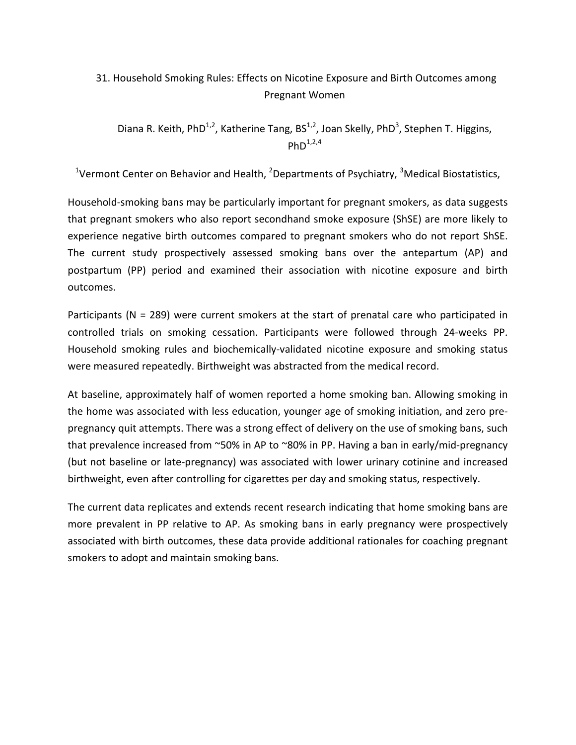## 31. Household Smoking Rules: Effects on Nicotine Exposure and Birth Outcomes among Pregnant Women

Diana R. Keith, PhD[1,2], Katherine Tang, BS[1,2], Joan Skelly, PhD[3], Stephen T. Higgins, PhD[1,2,4]

[1]Vermont Center on Behavior and Health, [2]Departments of Psychiatry, [3]Medical Biostatistics,

Household-smoking bans may be particularly important for pregnant smokers, as data suggests that pregnant smokers who also report secondhand smoke exposure (ShSE) are more likely to experience negative birth outcomes compared to pregnant smokers who do not report ShSE. The current study prospectively assessed smoking bans over the antepartum (AP) and postpartum (PP) period and examined their association with nicotine exposure and birth outcomes.

Participants (N = 289) were current smokers at the start of prenatal care who participated in controlled trials on smoking cessation. Participants were followed through 24-weeks PP. Household smoking rules and biochemically-validated nicotine exposure and smoking status were measured repeatedly. Birthweight was abstracted from the medical record.

At baseline, approximately half of women reported a home smoking ban. Allowing smoking in the home was associated with less education, younger age of smoking initiation, and zero pre-pregnancy quit attempts. There was a strong effect of delivery on the use of smoking bans, such that prevalence increased from ~50% in AP to ~80% in PP. Having a ban in early/mid-pregnancy (but not baseline or late-pregnancy) was associated with lower urinary cotinine and increased birthweight, even after controlling for cigarettes per day and smoking status, respectively.

The current data replicates and extends recent research indicating that home smoking bans are more prevalent in PP relative to AP. As smoking bans in early pregnancy were prospectively associated with birth outcomes, these data provide additional rationales for coaching pregnant smokers to adopt and maintain smoking bans.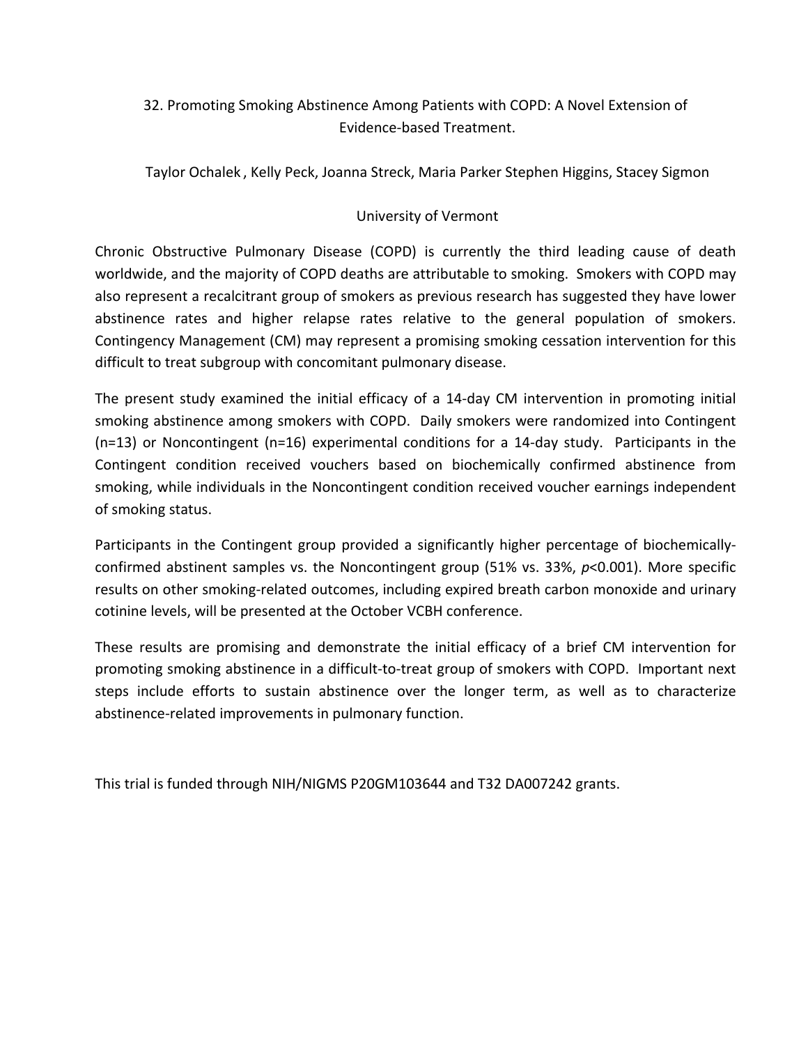## 32. Promoting Smoking Abstinence Among Patients with COPD: A Novel Extension of Evidence-based Treatment.

Taylor Ochalek , Kelly Peck, Joanna Streck, Maria Parker Stephen Higgins, Stacey Sigmon

University of Vermont

Chronic Obstructive Pulmonary Disease (COPD) is currently the third leading cause of death worldwide, and the majority of COPD deaths are attributable to smoking. Smokers with COPD may also represent a recalcitrant group of smokers as previous research has suggested they have lower abstinence rates and higher relapse rates relative to the general population of smokers. Contingency Management (CM) may represent a promising smoking cessation intervention for this difficult to treat subgroup with concomitant pulmonary disease.

The present study examined the initial efficacy of a 14-day CM intervention in promoting initial smoking abstinence among smokers with COPD. Daily smokers were randomized into Contingent (n=13) or Noncontingent (n=16) experimental conditions for a 14-day study. Participants in the Contingent condition received vouchers based on biochemically confirmed abstinence from smoking, while individuals in the Noncontingent condition received voucher earnings independent of smoking status.

Participants in the Contingent group provided a significantly higher percentage of biochemically-confirmed abstinent samples vs. the Noncontingent group (51% vs. 33%, $p<0.001$). More specific results on other smoking-related outcomes, including expired breath carbon monoxide and urinary cotinine levels, will be presented at the October VCBH conference.

These results are promising and demonstrate the initial efficacy of a brief CM intervention for promoting smoking abstinence in a difficult-to-treat group of smokers with COPD. Important next steps include efforts to sustain abstinence over the longer term, as well as to characterize abstinence-related improvements in pulmonary function.

This trial is funded through NIH/NIGMS P20GM103644 and T32 DA007242 grants.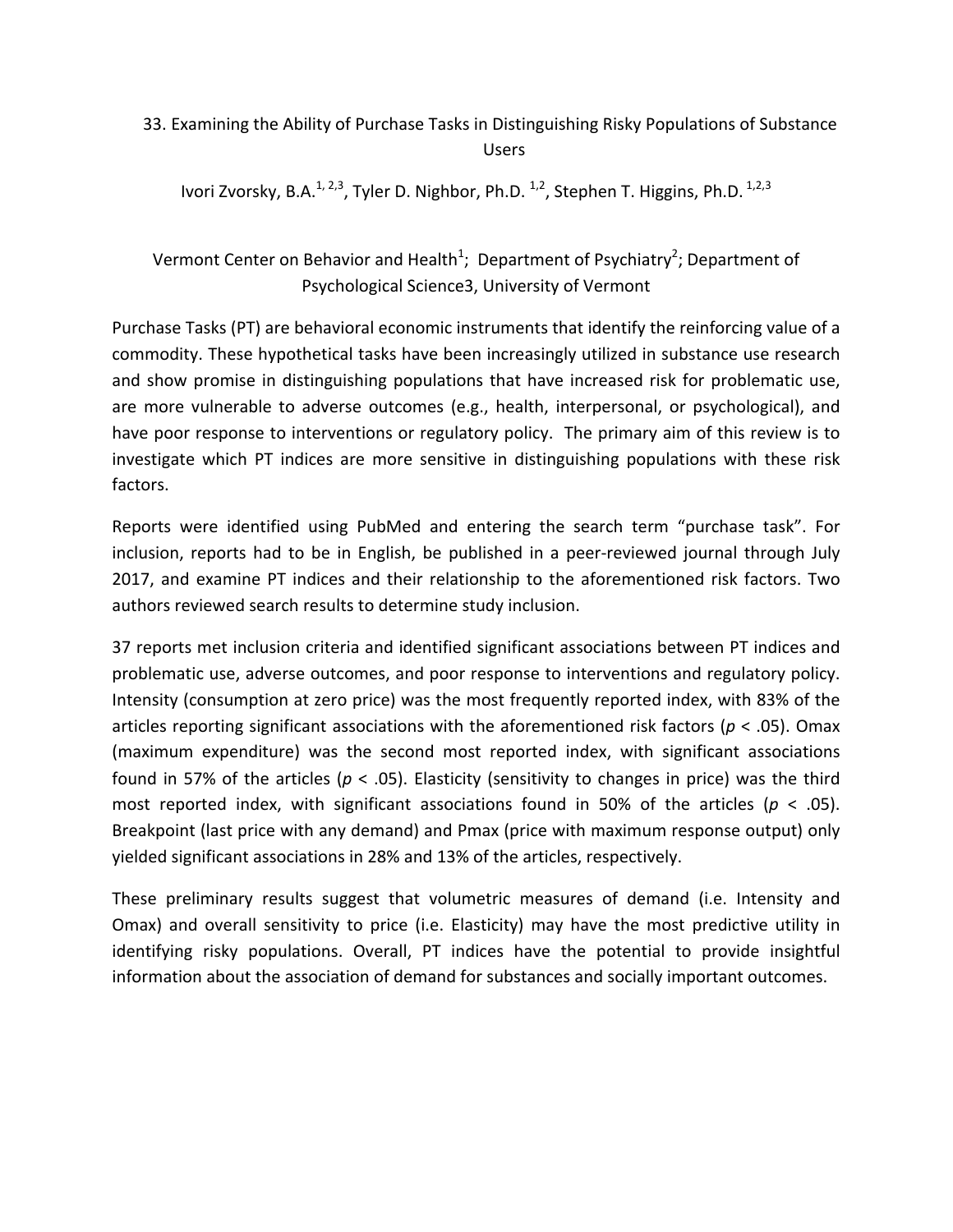# 33. Examining the Ability of Purchase Tasks in Distinguishing Risky Populations of Substance Users

Ivori Zvorsky, B.A.[1, 2,3], Tyler D. Nighbor, Ph.D. [1,2], Stephen T. Higgins, Ph.D. [1,2,3]

Vermont Center on Behavior and Health[1]; Department of Psychiatry[2]; Department of Psychological Science3, University of Vermont

Purchase Tasks (PT) are behavioral economic instruments that identify the reinforcing value of a commodity. These hypothetical tasks have been increasingly utilized in substance use research and show promise in distinguishing populations that have increased risk for problematic use, are more vulnerable to adverse outcomes (e.g., health, interpersonal, or psychological), and have poor response to interventions or regulatory policy. The primary aim of this review is to investigate which PT indices are more sensitive in distinguishing populations with these risk factors.

Reports were identified using PubMed and entering the search term "purchase task". For inclusion, reports had to be in English, be published in a peer-reviewed journal through July 2017, and examine PT indices and their relationship to the aforementioned risk factors. Two authors reviewed search results to determine study inclusion.

37 reports met inclusion criteria and identified significant associations between PT indices and problematic use, adverse outcomes, and poor response to interventions and regulatory policy. Intensity (consumption at zero price) was the most frequently reported index, with 83% of the articles reporting significant associations with the aforementioned risk factors ($p < .05$). Omax (maximum expenditure) was the second most reported index, with significant associations found in 57% of the articles ($p < .05$). Elasticity (sensitivity to changes in price) was the third most reported index, with significant associations found in 50% of the articles ($p < .05$). Breakpoint (last price with any demand) and Pmax (price with maximum response output) only yielded significant associations in 28% and 13% of the articles, respectively.

These preliminary results suggest that volumetric measures of demand (i.e. Intensity and Omax) and overall sensitivity to price (i.e. Elasticity) may have the most predictive utility in identifying risky populations. Overall, PT indices have the potential to provide insightful information about the association of demand for substances and socially important outcomes.